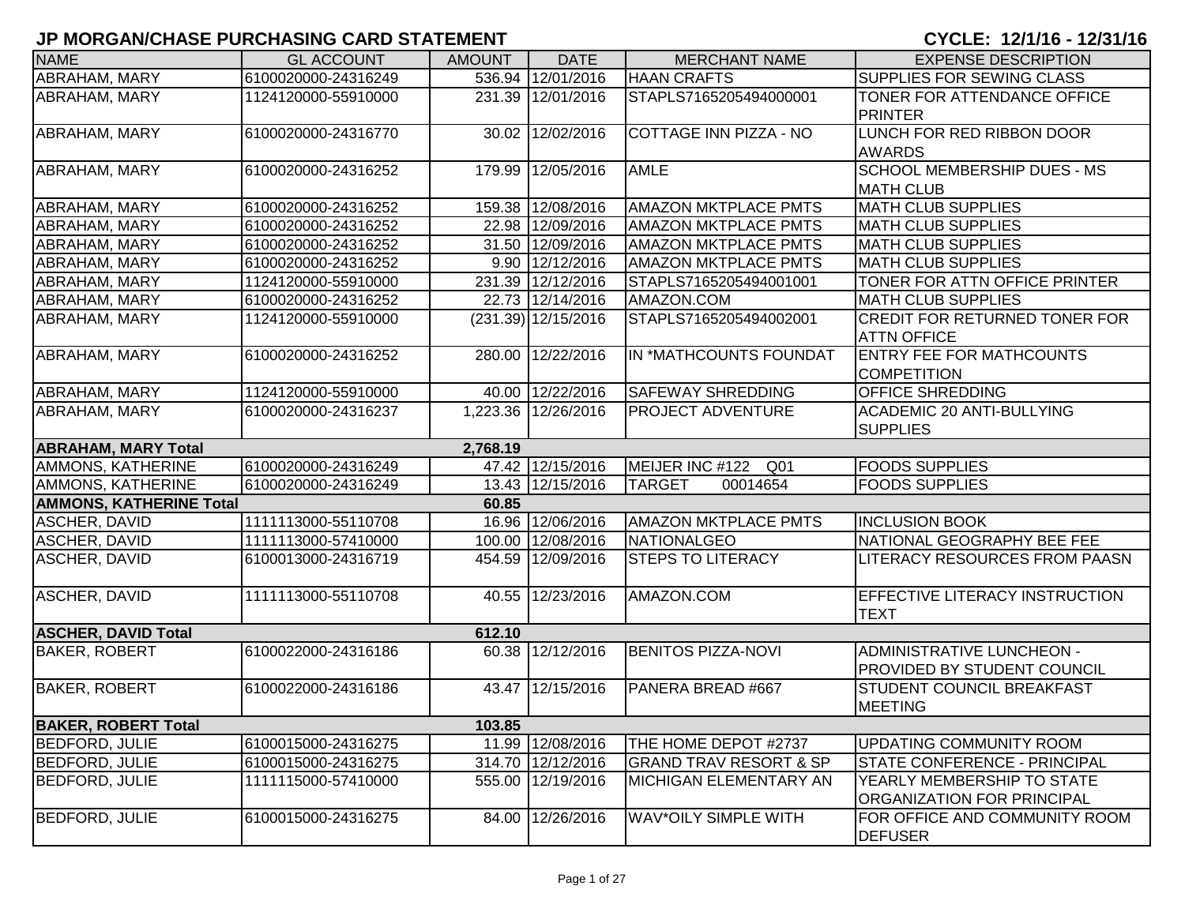# JP MORGAN/CHASE PURCHASING CARD STATEMENT

**CYCLE: 12/1/16 - 12/31/16**

| NAME | GL ACCOUNT | AMOUNT | DATE | MERCHANT NAME | EXPENSE DESCRIPTION |
|---|---|---|---|---|---|
| ABRAHAM, MARY | 6100020000-24316249 | 536.94 | 12/01/2016 | HAAN CRAFTS | SUPPLIES FOR SEWING CLASS |
| ABRAHAM, MARY | 1124120000-55910000 | 231.39 | 12/01/2016 | STAPLS7165205494000001 | TONER FOR ATTENDANCE OFFICE PRINTER |
| ABRAHAM, MARY | 6100020000-24316770 | 30.02 | 12/02/2016 | COTTAGE INN PIZZA - NO | LUNCH FOR RED RIBBON DOOR AWARDS |
| ABRAHAM, MARY | 6100020000-24316252 | 179.99 | 12/05/2016 | AMLE | SCHOOL MEMBERSHIP DUES - MS MATH CLUB |
| ABRAHAM, MARY | 6100020000-24316252 | 159.38 | 12/08/2016 | AMAZON MKTPLACE PMTS | MATH CLUB SUPPLIES |
| ABRAHAM, MARY | 6100020000-24316252 | 22.98 | 12/09/2016 | AMAZON MKTPLACE PMTS | MATH CLUB SUPPLIES |
| ABRAHAM, MARY | 6100020000-24316252 | 31.50 | 12/09/2016 | AMAZON MKTPLACE PMTS | MATH CLUB SUPPLIES |
| ABRAHAM, MARY | 6100020000-24316252 | 9.90 | 12/12/2016 | AMAZON MKTPLACE PMTS | MATH CLUB SUPPLIES |
| ABRAHAM, MARY | 1124120000-55910000 | 231.39 | 12/12/2016 | STAPLS7165205494001001 | TONER FOR ATTN OFFICE PRINTER |
| ABRAHAM, MARY | 6100020000-24316252 | 22.73 | 12/14/2016 | AMAZON.COM | MATH CLUB SUPPLIES |
| ABRAHAM, MARY | 1124120000-55910000 | (231.39) | 12/15/2016 | STAPLS7165205494002001 | CREDIT FOR RETURNED TONER FOR ATTN OFFICE |
| ABRAHAM, MARY | 6100020000-24316252 | 280.00 | 12/22/2016 | IN *MATHCOUNTS FOUNDAT | ENTRY FEE FOR MATHCOUNTS COMPETITION |
| ABRAHAM, MARY | 1124120000-55910000 | 40.00 | 12/22/2016 | SAFEWAY SHREDDING | OFFICE SHREDDING |
| ABRAHAM, MARY | 6100020000-24316237 | 1,223.36 | 12/26/2016 | PROJECT ADVENTURE | ACADEMIC 20 ANTI-BULLYING SUPPLIES |
| **ABRAHAM, MARY Total** | | **2,768.19** | | | |
| AMMONS, KATHERINE | 6100020000-24316249 | 47.42 | 12/15/2016 | MEIJER INC #122 Q01 | FOODS SUPPLIES |
| AMMONS, KATHERINE | 6100020000-24316249 | 13.43 | 12/15/2016 | TARGET 00014654 | FOODS SUPPLIES |
| **AMMONS, KATHERINE Total** | | **60.85** | | | |
| ASCHER, DAVID | 1111113000-55110708 | 16.96 | 12/06/2016 | AMAZON MKTPLACE PMTS | INCLUSION BOOK |
| ASCHER, DAVID | 1111113000-57410000 | 100.00 | 12/08/2016 | NATIONALGEO | NATIONAL GEOGRAPHY BEE FEE |
| ASCHER, DAVID | 6100013000-24316719 | 454.59 | 12/09/2016 | STEPS TO LITERACY | LITERACY RESOURCES FROM PAASN |
| ASCHER, DAVID | 1111113000-55110708 | 40.55 | 12/23/2016 | AMAZON.COM | EFFECTIVE LITERACY INSTRUCTION TEXT |
| **ASCHER, DAVID Total** | | **612.10** | | | |
| BAKER, ROBERT | 6100022000-24316186 | 60.38 | 12/12/2016 | BENITOS PIZZA-NOVI | ADMINISTRATIVE LUNCHEON - PROVIDED BY STUDENT COUNCIL |
| BAKER, ROBERT | 6100022000-24316186 | 43.47 | 12/15/2016 | PANERA BREAD #667 | STUDENT COUNCIL BREAKFAST MEETING |
| **BAKER, ROBERT Total** | | **103.85** | | | |
| BEDFORD, JULIE | 6100015000-24316275 | 11.99 | 12/08/2016 | THE HOME DEPOT #2737 | UPDATING COMMUNITY ROOM |
| BEDFORD, JULIE | 6100015000-24316275 | 314.70 | 12/12/2016 | GRAND TRAV RESORT & SP | STATE CONFERENCE - PRINCIPAL |
| BEDFORD, JULIE | 1111115000-57410000 | 555.00 | 12/19/2016 | MICHIGAN ELEMENTARY AN | YEARLY MEMBERSHIP TO STATE ORGANIZATION FOR PRINCIPAL |
| BEDFORD, JULIE | 6100015000-24316275 | 84.00 | 12/26/2016 | WAV*OILY SIMPLE WITH | FOR OFFICE AND COMMUNITY ROOM DEFUSER |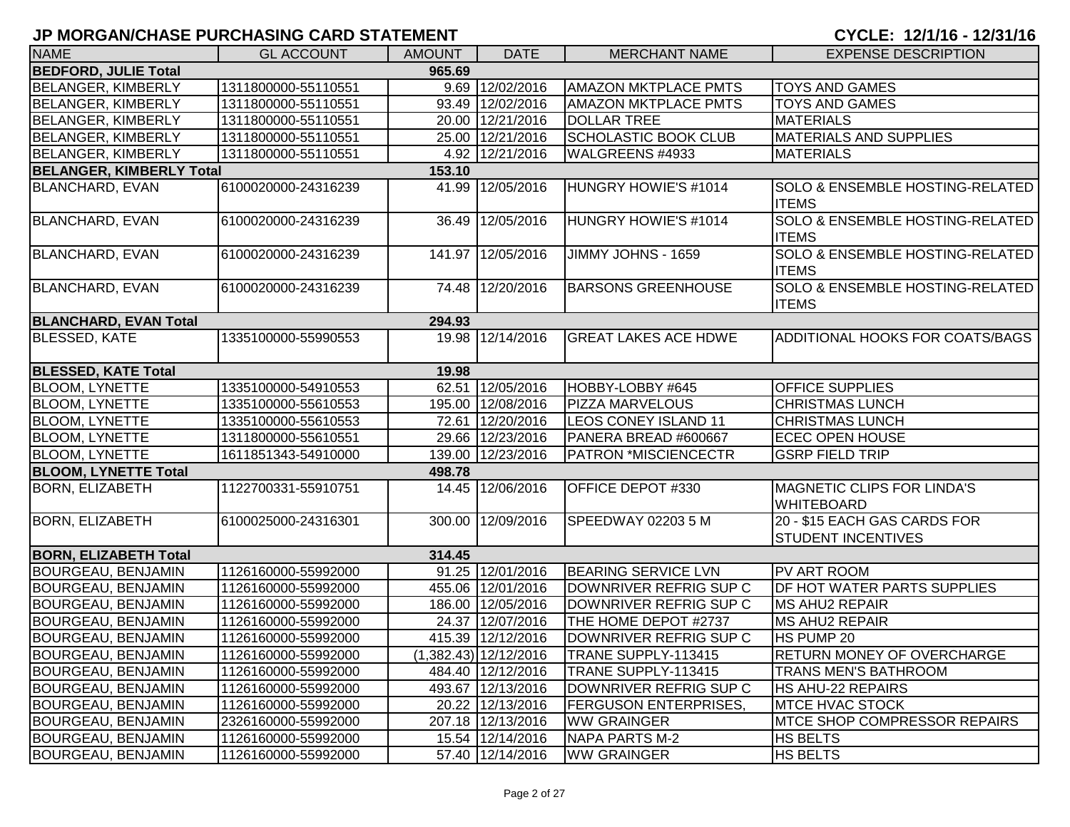## JP MORGAN/CHASE PURCHASING CARD STATEMENT

**CYCLE: 12/1/16 - 12/31/16**

| NAME | GL ACCOUNT | AMOUNT | DATE | MERCHANT NAME | EXPENSE DESCRIPTION |
|---|---|---|---|---|---|
| **BEDFORD, JULIE Total** | | **965.69** | | | |
| BELANGER, KIMBERLY | 1311800000-55110551 | 9.69 | 12/02/2016 | AMAZON MKTPLACE PMTS | TOYS AND GAMES |
| BELANGER, KIMBERLY | 1311800000-55110551 | 93.49 | 12/02/2016 | AMAZON MKTPLACE PMTS | TOYS AND GAMES |
| BELANGER, KIMBERLY | 1311800000-55110551 | 20.00 | 12/21/2016 | DOLLAR TREE | MATERIALS |
| BELANGER, KIMBERLY | 1311800000-55110551 | 25.00 | 12/21/2016 | SCHOLASTIC BOOK CLUB | MATERIALS AND SUPPLIES |
| BELANGER, KIMBERLY | 1311800000-55110551 | 4.92 | 12/21/2016 | WALGREENS #4933 | MATERIALS |
| **BELANGER, KIMBERLY Total** | | **153.10** | | | |
| BLANCHARD, EVAN | 6100020000-24316239 | 41.99 | 12/05/2016 | HUNGRY HOWIE'S #1014 | SOLO & ENSEMBLE HOSTING-RELATED ITEMS |
| BLANCHARD, EVAN | 6100020000-24316239 | 36.49 | 12/05/2016 | HUNGRY HOWIE'S #1014 | SOLO & ENSEMBLE HOSTING-RELATED ITEMS |
| BLANCHARD, EVAN | 6100020000-24316239 | 141.97 | 12/05/2016 | JIMMY JOHNS - 1659 | SOLO & ENSEMBLE HOSTING-RELATED ITEMS |
| BLANCHARD, EVAN | 6100020000-24316239 | 74.48 | 12/20/2016 | BARSONS GREENHOUSE | SOLO & ENSEMBLE HOSTING-RELATED ITEMS |
| **BLANCHARD, EVAN Total** | | **294.93** | | | |
| BLESSED, KATE | 1335100000-55990553 | 19.98 | 12/14/2016 | GREAT LAKES ACE HDWE | ADDITIONAL HOOKS FOR COATS/BAGS |
| **BLESSED, KATE Total** | | **19.98** | | | |
| BLOOM, LYNETTE | 1335100000-54910553 | 62.51 | 12/05/2016 | HOBBY-LOBBY #645 | OFFICE SUPPLIES |
| BLOOM, LYNETTE | 1335100000-55610553 | 195.00 | 12/08/2016 | PIZZA MARVELOUS | CHRISTMAS LUNCH |
| BLOOM, LYNETTE | 1335100000-55610553 | 72.61 | 12/20/2016 | LEOS CONEY ISLAND 11 | CHRISTMAS LUNCH |
| BLOOM, LYNETTE | 1311800000-55610551 | 29.66 | 12/23/2016 | PANERA BREAD #600667 | ECEC OPEN HOUSE |
| BLOOM, LYNETTE | 1611851343-54910000 | 139.00 | 12/23/2016 | PATRON *MISCIENCECTR | GSRP FIELD TRIP |
| **BLOOM, LYNETTE Total** | | **498.78** | | | |
| BORN, ELIZABETH | 1122700331-55910751 | 14.45 | 12/06/2016 | OFFICE DEPOT #330 | MAGNETIC CLIPS FOR LINDA'S WHITEBOARD |
| BORN, ELIZABETH | 6100025000-24316301 | 300.00 | 12/09/2016 | SPEEDWAY 02203 5 M | 20 - $15 EACH GAS CARDS FOR STUDENT INCENTIVES |
| **BORN, ELIZABETH Total** | | **314.45** | | | |
| BOURGEAU, BENJAMIN | 1126160000-55992000 | 91.25 | 12/01/2016 | BEARING SERVICE LVN | PV ART ROOM |
| BOURGEAU, BENJAMIN | 1126160000-55992000 | 455.06 | 12/01/2016 | DOWNRIVER REFRIG SUP C | DF HOT WATER PARTS SUPPLIES |
| BOURGEAU, BENJAMIN | 1126160000-55992000 | 186.00 | 12/05/2016 | DOWNRIVER REFRIG SUP C | MS AHU2 REPAIR |
| BOURGEAU, BENJAMIN | 1126160000-55992000 | 24.37 | 12/07/2016 | THE HOME DEPOT #2737 | MS AHU2 REPAIR |
| BOURGEAU, BENJAMIN | 1126160000-55992000 | 415.39 | 12/12/2016 | DOWNRIVER REFRIG SUP C | HS PUMP 20 |
| BOURGEAU, BENJAMIN | 1126160000-55992000 | (1,382.43) | 12/12/2016 | TRANE SUPPLY-113415 | RETURN MONEY OF OVERCHARGE |
| BOURGEAU, BENJAMIN | 1126160000-55992000 | 484.40 | 12/12/2016 | TRANE SUPPLY-113415 | TRANS MEN'S BATHROOM |
| BOURGEAU, BENJAMIN | 1126160000-55992000 | 493.67 | 12/13/2016 | DOWNRIVER REFRIG SUP C | HS AHU-22 REPAIRS |
| BOURGEAU, BENJAMIN | 1126160000-55992000 | 20.22 | 12/13/2016 | FERGUSON ENTERPRISES, | MTCE HVAC STOCK |
| BOURGEAU, BENJAMIN | 2326160000-55992000 | 207.18 | 12/13/2016 | WW GRAINGER | MTCE SHOP COMPRESSOR REPAIRS |
| BOURGEAU, BENJAMIN | 1126160000-55992000 | 15.54 | 12/14/2016 | NAPA PARTS M-2 | HS BELTS |
| BOURGEAU, BENJAMIN | 1126160000-55992000 | 57.40 | 12/14/2016 | WW GRAINGER | HS BELTS |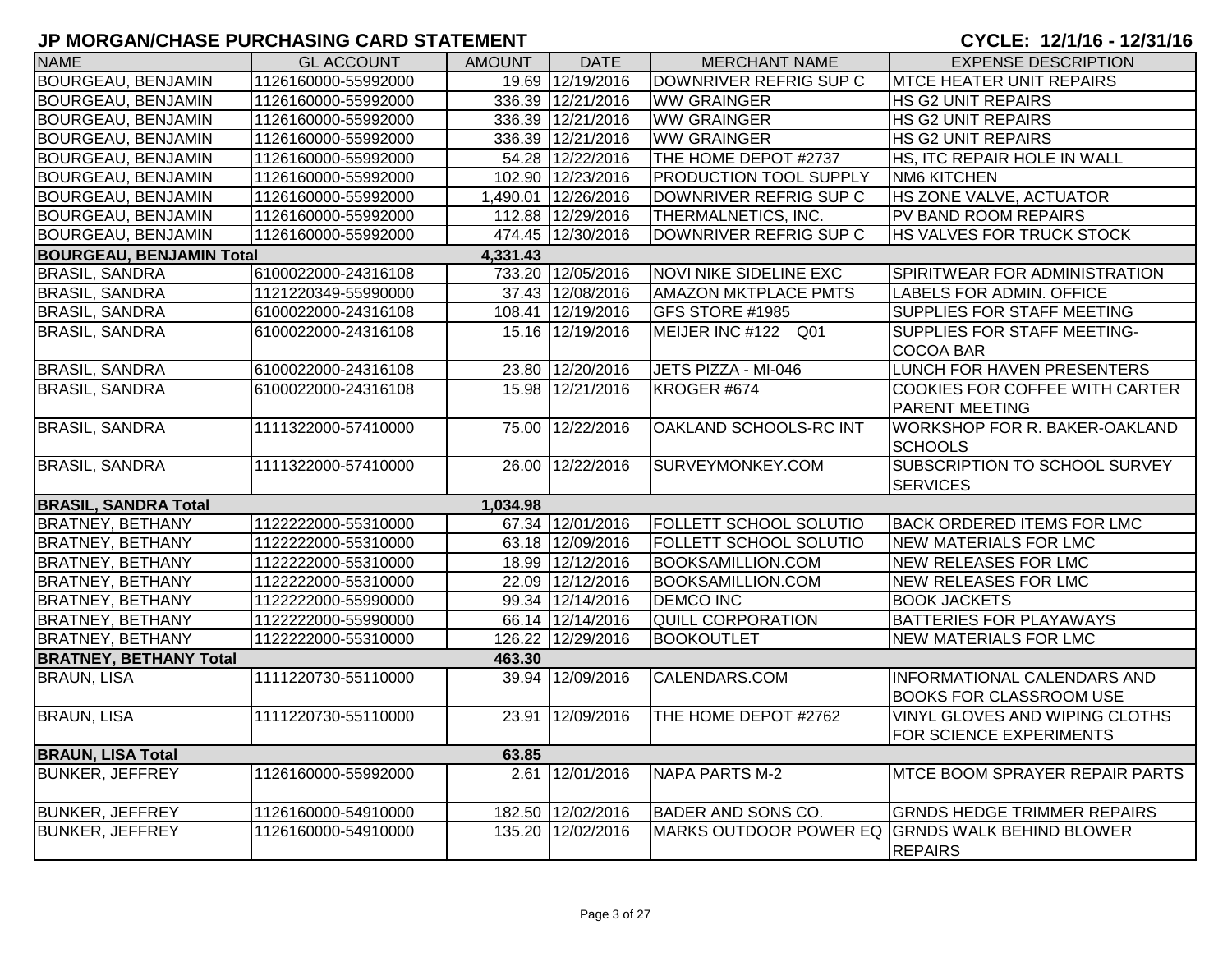## JP MORGAN/CHASE PURCHASING CARD STATEMENT

**CYCLE: 12/1/16 - 12/31/16**

| NAME | GL ACCOUNT | AMOUNT | DATE | MERCHANT NAME | EXPENSE DESCRIPTION |
|---|---|---|---|---|---|
| BOURGEAU, BENJAMIN | 1126160000-55992000 | 19.69 | 12/19/2016 | DOWNRIVER REFRIG SUP C | MTCE HEATER UNIT REPAIRS |
| BOURGEAU, BENJAMIN | 1126160000-55992000 | 336.39 | 12/21/2016 | WW GRAINGER | HS G2 UNIT REPAIRS |
| BOURGEAU, BENJAMIN | 1126160000-55992000 | 336.39 | 12/21/2016 | WW GRAINGER | HS G2 UNIT REPAIRS |
| BOURGEAU, BENJAMIN | 1126160000-55992000 | 336.39 | 12/21/2016 | WW GRAINGER | HS G2 UNIT REPAIRS |
| BOURGEAU, BENJAMIN | 1126160000-55992000 | 54.28 | 12/22/2016 | THE HOME DEPOT #2737 | HS, ITC REPAIR HOLE IN WALL |
| BOURGEAU, BENJAMIN | 1126160000-55992000 | 102.90 | 12/23/2016 | PRODUCTION TOOL SUPPLY | NM6 KITCHEN |
| BOURGEAU, BENJAMIN | 1126160000-55992000 | 1,490.01 | 12/26/2016 | DOWNRIVER REFRIG SUP C | HS ZONE VALVE, ACTUATOR |
| BOURGEAU, BENJAMIN | 1126160000-55992000 | 112.88 | 12/29/2016 | THERMALNETICS, INC. | PV BAND ROOM REPAIRS |
| BOURGEAU, BENJAMIN | 1126160000-55992000 | 474.45 | 12/30/2016 | DOWNRIVER REFRIG SUP C | HS VALVES FOR TRUCK STOCK |
| **BOURGEAU, BENJAMIN Total** | | **4,331.43** | | | |
| BRASIL, SANDRA | 6100022000-24316108 | 733.20 | 12/05/2016 | NOVI NIKE SIDELINE EXC | SPIRITWEAR FOR ADMINISTRATION |
| BRASIL, SANDRA | 1121220349-55990000 | 37.43 | 12/08/2016 | AMAZON MKTPLACE PMTS | LABELS FOR ADMIN. OFFICE |
| BRASIL, SANDRA | 6100022000-24316108 | 108.41 | 12/19/2016 | GFS STORE #1985 | SUPPLIES FOR STAFF MEETING |
| BRASIL, SANDRA | 6100022000-24316108 | 15.16 | 12/19/2016 | MEIJER INC #122 Q01 | SUPPLIES FOR STAFF MEETING-COCOA BAR |
| BRASIL, SANDRA | 6100022000-24316108 | 23.80 | 12/20/2016 | JETS PIZZA - MI-046 | LUNCH FOR HAVEN PRESENTERS |
| BRASIL, SANDRA | 6100022000-24316108 | 15.98 | 12/21/2016 | KROGER #674 | COOKIES FOR COFFEE WITH CARTER PARENT MEETING |
| BRASIL, SANDRA | 1111322000-57410000 | 75.00 | 12/22/2016 | OAKLAND SCHOOLS-RC INT | WORKSHOP FOR R. BAKER-OAKLAND SCHOOLS |
| BRASIL, SANDRA | 1111322000-57410000 | 26.00 | 12/22/2016 | SURVEYMONKEY.COM | SUBSCRIPTION TO SCHOOL SURVEY SERVICES |
| **BRASIL, SANDRA Total** | | **1,034.98** | | | |
| BRATNEY, BETHANY | 1122222000-55310000 | 67.34 | 12/01/2016 | FOLLETT SCHOOL SOLUTIO | BACK ORDERED ITEMS FOR LMC |
| BRATNEY, BETHANY | 1122222000-55310000 | 63.18 | 12/09/2016 | FOLLETT SCHOOL SOLUTIO | NEW MATERIALS FOR LMC |
| BRATNEY, BETHANY | 1122222000-55310000 | 18.99 | 12/12/2016 | BOOKSAMILLION.COM | NEW RELEASES FOR LMC |
| BRATNEY, BETHANY | 1122222000-55310000 | 22.09 | 12/12/2016 | BOOKSAMILLION.COM | NEW RELEASES FOR LMC |
| BRATNEY, BETHANY | 1122222000-55990000 | 99.34 | 12/14/2016 | DEMCO INC | BOOK JACKETS |
| BRATNEY, BETHANY | 1122222000-55990000 | 66.14 | 12/14/2016 | QUILL CORPORATION | BATTERIES FOR PLAYAWAYS |
| BRATNEY, BETHANY | 1122222000-55310000 | 126.22 | 12/29/2016 | BOOKOUTLET | NEW MATERIALS FOR LMC |
| **BRATNEY, BETHANY Total** | | **463.30** | | | |
| BRAUN, LISA | 1111220730-55110000 | 39.94 | 12/09/2016 | CALENDARS.COM | INFORMATIONAL CALENDARS AND BOOKS FOR CLASSROOM USE |
| BRAUN, LISA | 1111220730-55110000 | 23.91 | 12/09/2016 | THE HOME DEPOT #2762 | VINYL GLOVES AND WIPING CLOTHS FOR SCIENCE EXPERIMENTS |
| **BRAUN, LISA Total** | | **63.85** | | | |
| BUNKER, JEFFREY | 1126160000-55992000 | 2.61 | 12/01/2016 | NAPA PARTS M-2 | MTCE BOOM SPRAYER REPAIR PARTS |
| BUNKER, JEFFREY | 1126160000-54910000 | 182.50 | 12/02/2016 | BADER AND SONS CO. | GRNDS HEDGE TRIMMER REPAIRS |
| BUNKER, JEFFREY | 1126160000-54910000 | 135.20 | 12/02/2016 | MARKS OUTDOOR POWER EQ | GRNDS WALK BEHIND BLOWER REPAIRS |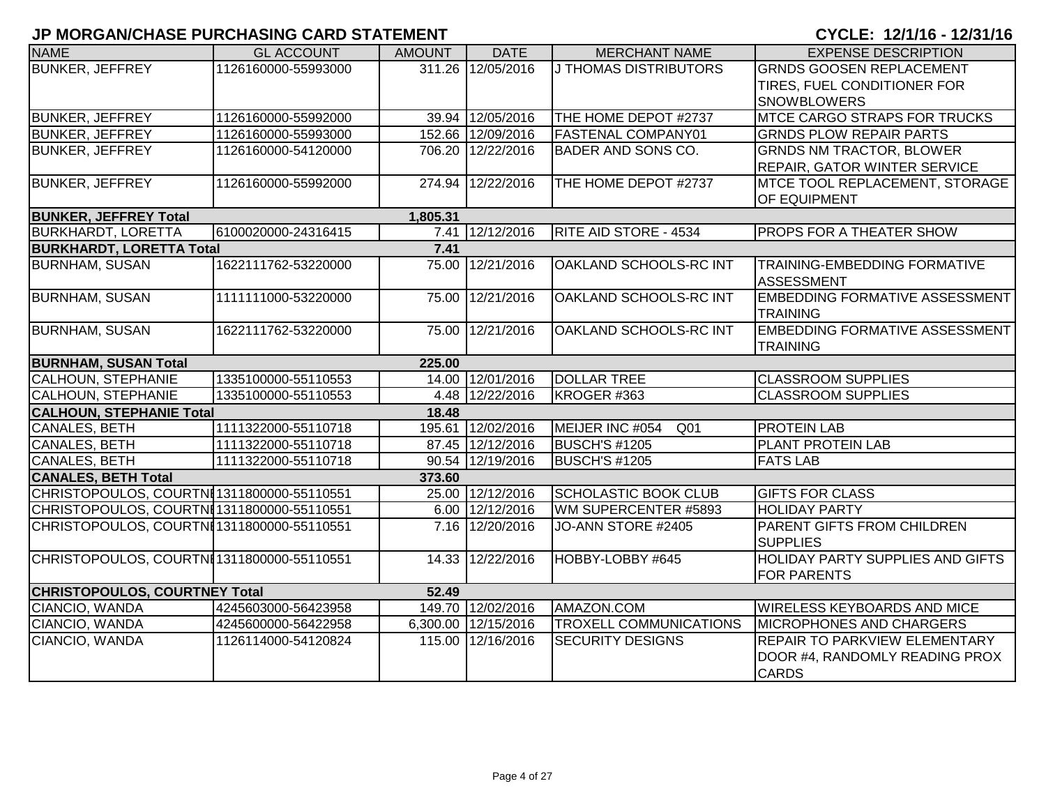## JP MORGAN/CHASE PURCHASING CARD STATEMENT

**CYCLE: 12/1/16 - 12/31/16**

| NAME | GL ACCOUNT | AMOUNT | DATE | MERCHANT NAME | EXPENSE DESCRIPTION |
|---|---|---|---|---|---|
| BUNKER, JEFFREY | 1126160000-55993000 | 311.26 | 12/05/2016 | J THOMAS DISTRIBUTORS | GRNDS GOOSEN REPLACEMENT TIRES, FUEL CONDITIONER FOR SNOWBLOWERS |
| BUNKER, JEFFREY | 1126160000-55992000 | 39.94 | 12/05/2016 | THE HOME DEPOT #2737 | MTCE CARGO STRAPS FOR TRUCKS |
| BUNKER, JEFFREY | 1126160000-55993000 | 152.66 | 12/09/2016 | FASTENAL COMPANY01 | GRNDS PLOW REPAIR PARTS |
| BUNKER, JEFFREY | 1126160000-54120000 | 706.20 | 12/22/2016 | BADER AND SONS CO. | GRNDS NM TRACTOR, BLOWER REPAIR, GATOR WINTER SERVICE |
| BUNKER, JEFFREY | 1126160000-55992000 | 274.94 | 12/22/2016 | THE HOME DEPOT #2737 | MTCE TOOL REPLACEMENT, STORAGE OF EQUIPMENT |
| **BUNKER, JEFFREY Total** | | **1,805.31** | | | |
| BURKHARDT, LORETTA | 6100020000-24316415 | 7.41 | 12/12/2016 | RITE AID STORE - 4534 | PROPS FOR A THEATER SHOW |
| **BURKHARDT, LORETTA Total** | | **7.41** | | | |
| BURNHAM, SUSAN | 1622111762-53220000 | 75.00 | 12/21/2016 | OAKLAND SCHOOLS-RC INT | TRAINING-EMBEDDING FORMATIVE ASSESSMENT |
| BURNHAM, SUSAN | 1111111000-53220000 | 75.00 | 12/21/2016 | OAKLAND SCHOOLS-RC INT | EMBEDDING FORMATIVE ASSESSMENT TRAINING |
| BURNHAM, SUSAN | 1622111762-53220000 | 75.00 | 12/21/2016 | OAKLAND SCHOOLS-RC INT | EMBEDDING FORMATIVE ASSESSMENT TRAINING |
| **BURNHAM, SUSAN Total** | | **225.00** | | | |
| CALHOUN, STEPHANIE | 1335100000-55110553 | 14.00 | 12/01/2016 | DOLLAR TREE | CLASSROOM SUPPLIES |
| CALHOUN, STEPHANIE | 1335100000-55110553 | 4.48 | 12/22/2016 | KROGER #363 | CLASSROOM SUPPLIES |
| **CALHOUN, STEPHANIE Total** | | **18.48** | | | |
| CANALES, BETH | 1111322000-55110718 | 195.61 | 12/02/2016 | MEIJER INC #054 Q01 | PROTEIN LAB |
| CANALES, BETH | 1111322000-55110718 | 87.45 | 12/12/2016 | BUSCH'S #1205 | PLANT PROTEIN LAB |
| CANALES, BETH | 1111322000-55110718 | 90.54 | 12/19/2016 | BUSCH'S #1205 | FATS LAB |
| **CANALES, BETH Total** | | **373.60** | | | |
| CHRISTOPOULOS, COURTNEY | 1311800000-55110551 | 25.00 | 12/12/2016 | SCHOLASTIC BOOK CLUB | GIFTS FOR CLASS |
| CHRISTOPOULOS, COURTNEY | 1311800000-55110551 | 6.00 | 12/12/2016 | WM SUPERCENTER #5893 | HOLIDAY PARTY |
| CHRISTOPOULOS, COURTNEY | 1311800000-55110551 | 7.16 | 12/20/2016 | JO-ANN STORE #2405 | PARENT GIFTS FROM CHILDREN SUPPLIES |
| CHRISTOPOULOS, COURTNEY | 1311800000-55110551 | 14.33 | 12/22/2016 | HOBBY-LOBBY #645 | HOLIDAY PARTY SUPPLIES AND GIFTS FOR PARENTS |
| **CHRISTOPOULOS, COURTNEY Total** | | **52.49** | | | |
| CIANCIO, WANDA | 4245603000-56423958 | 149.70 | 12/02/2016 | AMAZON.COM | WIRELESS KEYBOARDS AND MICE |
| CIANCIO, WANDA | 4245600000-56422958 | 6,300.00 | 12/15/2016 | TROXELL COMMUNICATIONS | MICROPHONES AND CHARGERS |
| CIANCIO, WANDA | 1126114000-54120824 | 115.00 | 12/16/2016 | SECURITY DESIGNS | REPAIR TO PARKVIEW ELEMENTARY DOOR #4, RANDOMLY READING PROX CARDS |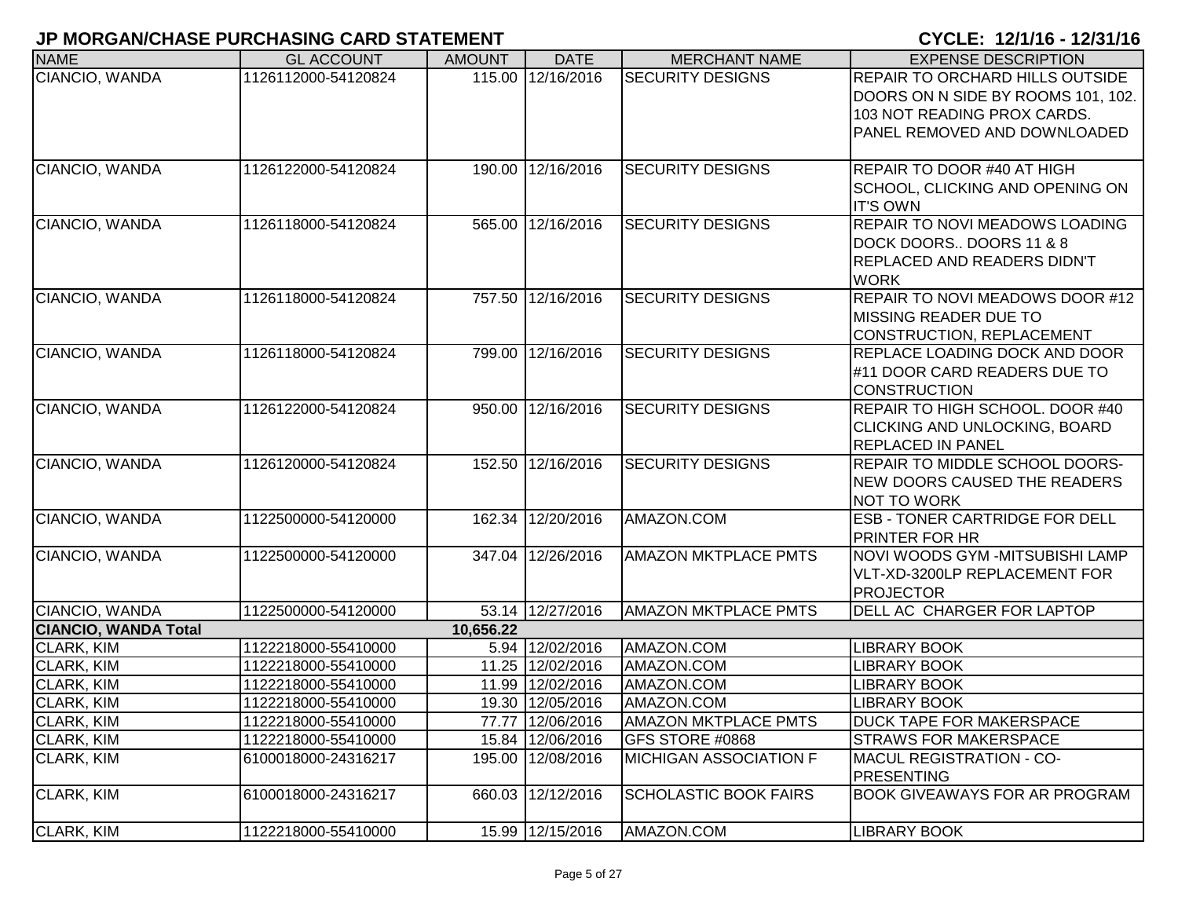# JP MORGAN/CHASE PURCHASING CARD STATEMENT

**CYCLE: 12/1/16 - 12/31/16**

| NAME | GL ACCOUNT | AMOUNT | DATE | MERCHANT NAME | EXPENSE DESCRIPTION |
|---|---|---|---|---|---|
| CIANCIO, WANDA | 1126112000-54120824 | 115.00 | 12/16/2016 | SECURITY DESIGNS | REPAIR TO ORCHARD HILLS OUTSIDE DOORS ON N SIDE BY ROOMS 101, 102. 103 NOT READING PROX CARDS. PANEL REMOVED AND DOWNLOADED |
| CIANCIO, WANDA | 1126122000-54120824 | 190.00 | 12/16/2016 | SECURITY DESIGNS | REPAIR TO DOOR #40 AT HIGH SCHOOL, CLICKING AND OPENING ON IT'S OWN |
| CIANCIO, WANDA | 1126118000-54120824 | 565.00 | 12/16/2016 | SECURITY DESIGNS | REPAIR TO NOVI MEADOWS LOADING DOCK DOORS.. DOORS 11 & 8 REPLACED AND READERS DIDN'T WORK |
| CIANCIO, WANDA | 1126118000-54120824 | 757.50 | 12/16/2016 | SECURITY DESIGNS | REPAIR TO NOVI MEADOWS DOOR #12 MISSING READER DUE TO CONSTRUCTION, REPLACEMENT |
| CIANCIO, WANDA | 1126118000-54120824 | 799.00 | 12/16/2016 | SECURITY DESIGNS | REPLACE LOADING DOCK AND DOOR #11 DOOR CARD READERS DUE TO CONSTRUCTION |
| CIANCIO, WANDA | 1126122000-54120824 | 950.00 | 12/16/2016 | SECURITY DESIGNS | REPAIR TO HIGH SCHOOL. DOOR #40 CLICKING AND UNLOCKING, BOARD REPLACED IN PANEL |
| CIANCIO, WANDA | 1126120000-54120824 | 152.50 | 12/16/2016 | SECURITY DESIGNS | REPAIR TO MIDDLE SCHOOL DOORS- NEW DOORS CAUSED THE READERS NOT TO WORK |
| CIANCIO, WANDA | 1122500000-54120000 | 162.34 | 12/20/2016 | AMAZON.COM | ESB - TONER CARTRIDGE FOR DELL PRINTER FOR HR |
| CIANCIO, WANDA | 1122500000-54120000 | 347.04 | 12/26/2016 | AMAZON MKTPLACE PMTS | NOVI WOODS GYM -MITSUBISHI LAMP VLT-XD-3200LP REPLACEMENT FOR PROJECTOR |
| CIANCIO, WANDA | 1122500000-54120000 | 53.14 | 12/27/2016 | AMAZON MKTPLACE PMTS | DELL AC CHARGER FOR LAPTOP |
| **CIANCIO, WANDA Total** | | **10,656.22** | | | |
| CLARK, KIM | 1122218000-55410000 | 5.94 | 12/02/2016 | AMAZON.COM | LIBRARY BOOK |
| CLARK, KIM | 1122218000-55410000 | 11.25 | 12/02/2016 | AMAZON.COM | LIBRARY BOOK |
| CLARK, KIM | 1122218000-55410000 | 11.99 | 12/02/2016 | AMAZON.COM | LIBRARY BOOK |
| CLARK, KIM | 1122218000-55410000 | 19.30 | 12/05/2016 | AMAZON.COM | LIBRARY BOOK |
| CLARK, KIM | 1122218000-55410000 | 77.77 | 12/06/2016 | AMAZON MKTPLACE PMTS | DUCK TAPE FOR MAKERSPACE |
| CLARK, KIM | 1122218000-55410000 | 15.84 | 12/06/2016 | GFS STORE #0868 | STRAWS FOR MAKERSPACE |
| CLARK, KIM | 6100018000-24316217 | 195.00 | 12/08/2016 | MICHIGAN ASSOCIATION F | MACUL REGISTRATION - CO-PRESENTING |
| CLARK, KIM | 6100018000-24316217 | 660.03 | 12/12/2016 | SCHOLASTIC BOOK FAIRS | BOOK GIVEAWAYS FOR AR PROGRAM |
| CLARK, KIM | 1122218000-55410000 | 15.99 | 12/15/2016 | AMAZON.COM | LIBRARY BOOK |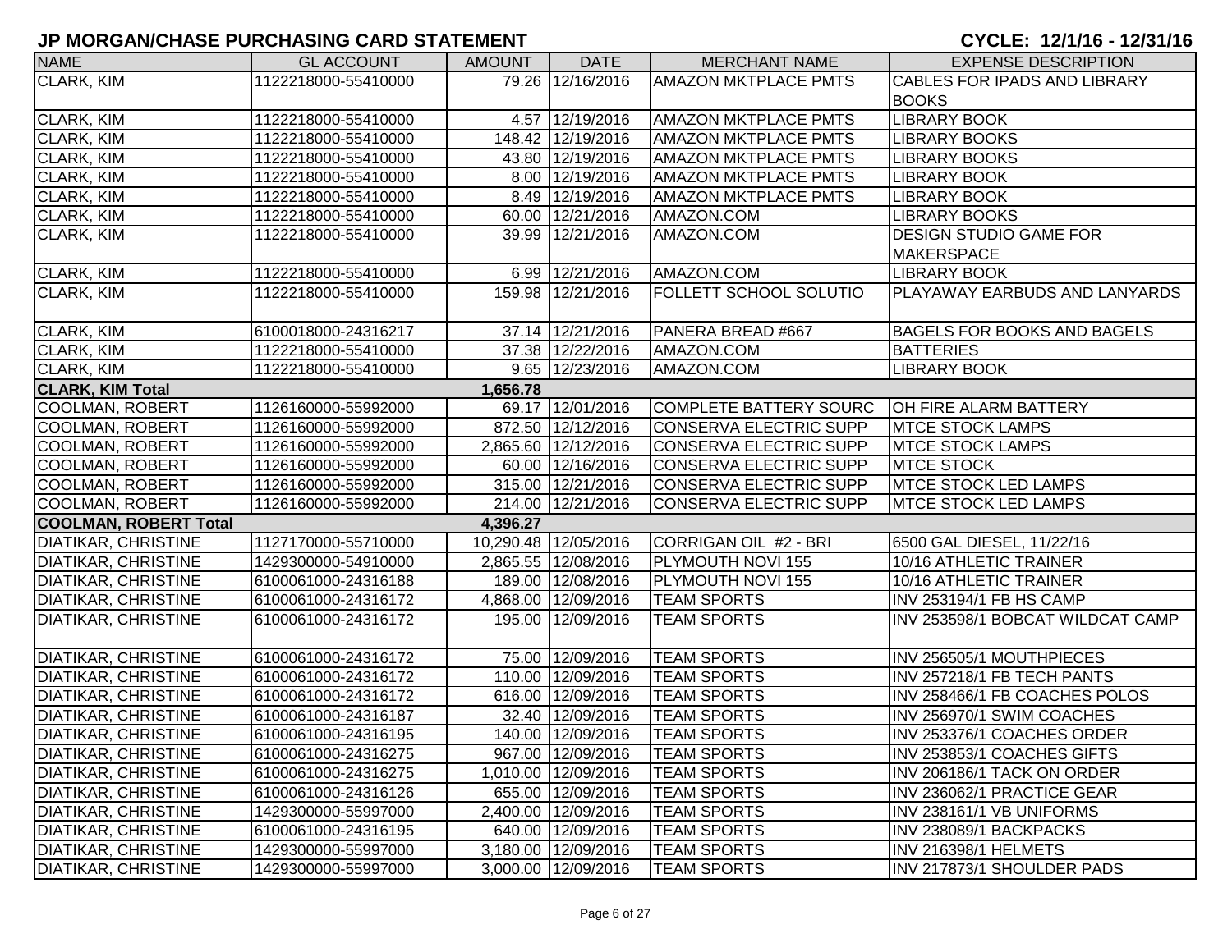# JP MORGAN/CHASE PURCHASING CARD STATEMENT

**CYCLE: 12/1/16 - 12/31/16**

| NAME | GL ACCOUNT | AMOUNT | DATE | MERCHANT NAME | EXPENSE DESCRIPTION |
|---|---|---|---|---|---|
| CLARK, KIM | 1122218000-55410000 | 79.26 | 12/16/2016 | AMAZON MKTPLACE PMTS | CABLES FOR IPADS AND LIBRARY BOOKS |
| CLARK, KIM | 1122218000-55410000 | 4.57 | 12/19/2016 | AMAZON MKTPLACE PMTS | LIBRARY BOOK |
| CLARK, KIM | 1122218000-55410000 | 148.42 | 12/19/2016 | AMAZON MKTPLACE PMTS | LIBRARY BOOKS |
| CLARK, KIM | 1122218000-55410000 | 43.80 | 12/19/2016 | AMAZON MKTPLACE PMTS | LIBRARY BOOKS |
| CLARK, KIM | 1122218000-55410000 | 8.00 | 12/19/2016 | AMAZON MKTPLACE PMTS | LIBRARY BOOK |
| CLARK, KIM | 1122218000-55410000 | 8.49 | 12/19/2016 | AMAZON MKTPLACE PMTS | LIBRARY BOOK |
| CLARK, KIM | 1122218000-55410000 | 60.00 | 12/21/2016 | AMAZON.COM | LIBRARY BOOKS |
| CLARK, KIM | 1122218000-55410000 | 39.99 | 12/21/2016 | AMAZON.COM | DESIGN STUDIO GAME FOR MAKERSPACE |
| CLARK, KIM | 1122218000-55410000 | 6.99 | 12/21/2016 | AMAZON.COM | LIBRARY BOOK |
| CLARK, KIM | 1122218000-55410000 | 159.98 | 12/21/2016 | FOLLETT SCHOOL SOLUTIO | PLAYAWAY EARBUDS AND LANYARDS |
| CLARK, KIM | 6100018000-24316217 | 37.14 | 12/21/2016 | PANERA BREAD #667 | BAGELS FOR BOOKS AND BAGELS |
| CLARK, KIM | 1122218000-55410000 | 37.38 | 12/22/2016 | AMAZON.COM | BATTERIES |
| CLARK, KIM | 1122218000-55410000 | 9.65 | 12/23/2016 | AMAZON.COM | LIBRARY BOOK |
| **CLARK, KIM Total** | | **1,656.78** | | | |
| COOLMAN, ROBERT | 1126160000-55992000 | 69.17 | 12/01/2016 | COMPLETE BATTERY SOURC | OH FIRE ALARM BATTERY |
| COOLMAN, ROBERT | 1126160000-55992000 | 872.50 | 12/12/2016 | CONSERVA ELECTRIC SUPP | MTCE STOCK LAMPS |
| COOLMAN, ROBERT | 1126160000-55992000 | 2,865.60 | 12/12/2016 | CONSERVA ELECTRIC SUPP | MTCE STOCK LAMPS |
| COOLMAN, ROBERT | 1126160000-55992000 | 60.00 | 12/16/2016 | CONSERVA ELECTRIC SUPP | MTCE STOCK |
| COOLMAN, ROBERT | 1126160000-55992000 | 315.00 | 12/21/2016 | CONSERVA ELECTRIC SUPP | MTCE STOCK LED LAMPS |
| COOLMAN, ROBERT | 1126160000-55992000 | 214.00 | 12/21/2016 | CONSERVA ELECTRIC SUPP | MTCE STOCK LED LAMPS |
| **COOLMAN, ROBERT Total** | | **4,396.27** | | | |
| DIATIKAR, CHRISTINE | 1127170000-55710000 | 10,290.48 | 12/05/2016 | CORRIGAN OIL #2 - BRI | 6500 GAL DIESEL, 11/22/16 |
| DIATIKAR, CHRISTINE | 1429300000-54910000 | 2,865.55 | 12/08/2016 | PLYMOUTH NOVI 155 | 10/16 ATHLETIC TRAINER |
| DIATIKAR, CHRISTINE | 6100018000-24316188 | 189.00 | 12/08/2016 | PLYMOUTH NOVI 155 | 10/16 ATHLETIC TRAINER |
| DIATIKAR, CHRISTINE | 6100061000-24316172 | 4,868.00 | 12/09/2016 | TEAM SPORTS | INV 253194/1 FB HS CAMP |
| DIATIKAR, CHRISTINE | 6100061000-24316172 | 195.00 | 12/09/2016 | TEAM SPORTS | INV 253598/1 BOBCAT WILDCAT CAMP |
| DIATIKAR, CHRISTINE | 6100061000-24316172 | 75.00 | 12/09/2016 | TEAM SPORTS | INV 256505/1 MOUTHPIECES |
| DIATIKAR, CHRISTINE | 6100061000-24316172 | 110.00 | 12/09/2016 | TEAM SPORTS | INV 257218/1 FB TECH PANTS |
| DIATIKAR, CHRISTINE | 6100061000-24316172 | 616.00 | 12/09/2016 | TEAM SPORTS | INV 258466/1 FB COACHES POLOS |
| DIATIKAR, CHRISTINE | 6100061000-24316187 | 32.40 | 12/09/2016 | TEAM SPORTS | INV 256970/1 SWIM COACHES |
| DIATIKAR, CHRISTINE | 6100061000-24316195 | 140.00 | 12/09/2016 | TEAM SPORTS | INV 253376/1 COACHES ORDER |
| DIATIKAR, CHRISTINE | 6100061000-24316275 | 967.00 | 12/09/2016 | TEAM SPORTS | INV 253853/1 COACHES GIFTS |
| DIATIKAR, CHRISTINE | 6100061000-24316275 | 1,010.00 | 12/09/2016 | TEAM SPORTS | INV 206186/1 TACK ON ORDER |
| DIATIKAR, CHRISTINE | 6100061000-24316126 | 655.00 | 12/09/2016 | TEAM SPORTS | INV 236062/1 PRACTICE GEAR |
| DIATIKAR, CHRISTINE | 1429300000-55997000 | 2,400.00 | 12/09/2016 | TEAM SPORTS | INV 238161/1 VB UNIFORMS |
| DIATIKAR, CHRISTINE | 6100061000-24316195 | 640.00 | 12/09/2016 | TEAM SPORTS | INV 238089/1 BACKPACKS |
| DIATIKAR, CHRISTINE | 1429300000-55997000 | 3,180.00 | 12/09/2016 | TEAM SPORTS | INV 216398/1 HELMETS |
| DIATIKAR, CHRISTINE | 1429300000-55997000 | 3,000.00 | 12/09/2016 | TEAM SPORTS | INV 217873/1 SHOULDER PADS |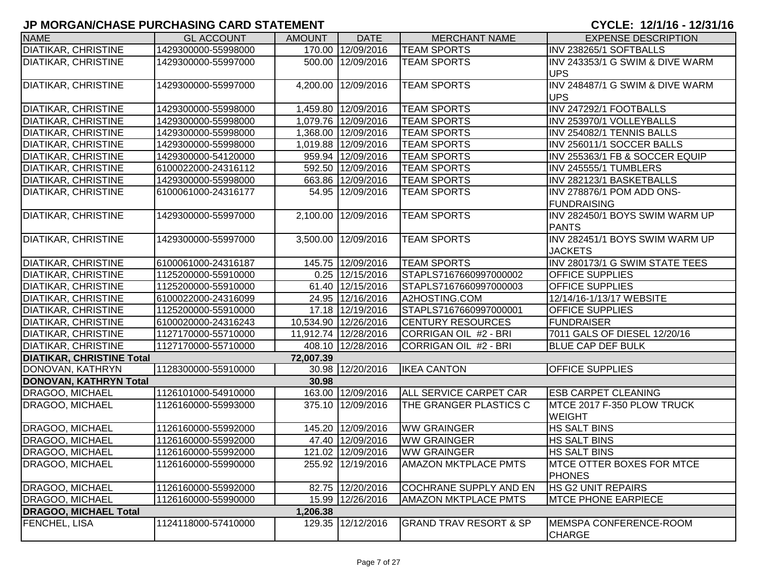# JP MORGAN/CHASE PURCHASING CARD STATEMENT

**CYCLE: 12/1/16 - 12/31/16**

| NAME | GL ACCOUNT | AMOUNT | DATE | MERCHANT NAME | EXPENSE DESCRIPTION |
|---|---|---|---|---|---|
| DIATIKAR, CHRISTINE | 1429300000-55998000 | 170.00 | 12/09/2016 | TEAM SPORTS | INV 238265/1 SOFTBALLS |
| DIATIKAR, CHRISTINE | 1429300000-55997000 | 500.00 | 12/09/2016 | TEAM SPORTS | INV 243353/1 G SWIM & DIVE WARM UPS |
| DIATIKAR, CHRISTINE | 1429300000-55997000 | 4,200.00 | 12/09/2016 | TEAM SPORTS | INV 248487/1 G SWIM & DIVE WARM UPS |
| DIATIKAR, CHRISTINE | 1429300000-55998000 | 1,459.80 | 12/09/2016 | TEAM SPORTS | INV 247292/1 FOOTBALLS |
| DIATIKAR, CHRISTINE | 1429300000-55998000 | 1,079.76 | 12/09/2016 | TEAM SPORTS | INV 253970/1 VOLLEYBALLS |
| DIATIKAR, CHRISTINE | 1429300000-55998000 | 1,368.00 | 12/09/2016 | TEAM SPORTS | INV 254082/1 TENNIS BALLS |
| DIATIKAR, CHRISTINE | 1429300000-55998000 | 1,019.88 | 12/09/2016 | TEAM SPORTS | INV 256011/1 SOCCER BALLS |
| DIATIKAR, CHRISTINE | 1429300000-54120000 | 959.94 | 12/09/2016 | TEAM SPORTS | INV 255363/1 FB & SOCCER EQUIP |
| DIATIKAR, CHRISTINE | 6100022000-24316112 | 592.50 | 12/09/2016 | TEAM SPORTS | INV 245555/1 TUMBLERS |
| DIATIKAR, CHRISTINE | 1429300000-55998000 | 663.86 | 12/09/2016 | TEAM SPORTS | INV 282123/1 BASKETBALLS |
| DIATIKAR, CHRISTINE | 6100061000-24316177 | 54.95 | 12/09/2016 | TEAM SPORTS | INV 278876/1 POM ADD ONS-FUNDRAISING |
| DIATIKAR, CHRISTINE | 1429300000-55997000 | 2,100.00 | 12/09/2016 | TEAM SPORTS | INV 282450/1 BOYS SWIM WARM UP PANTS |
| DIATIKAR, CHRISTINE | 1429300000-55997000 | 3,500.00 | 12/09/2016 | TEAM SPORTS | INV 282451/1 BOYS SWIM WARM UP JACKETS |
| DIATIKAR, CHRISTINE | 6100061000-24316187 | 145.75 | 12/09/2016 | TEAM SPORTS | INV 280173/1 G SWIM STATE TEES |
| DIATIKAR, CHRISTINE | 1125200000-55910000 | 0.25 | 12/15/2016 | STAPLS7167660997000002 | OFFICE SUPPLIES |
| DIATIKAR, CHRISTINE | 1125200000-55910000 | 61.40 | 12/15/2016 | STAPLS7167660997000003 | OFFICE SUPPLIES |
| DIATIKAR, CHRISTINE | 6100022000-24316099 | 24.95 | 12/16/2016 | A2HOSTING.COM | 12/14/16-1/13/17 WEBSITE |
| DIATIKAR, CHRISTINE | 1125200000-55910000 | 17.18 | 12/19/2016 | STAPLS7167660997000001 | OFFICE SUPPLIES |
| DIATIKAR, CHRISTINE | 6100020000-24316243 | 10,534.90 | 12/26/2016 | CENTURY RESOURCES | FUNDRAISER |
| DIATIKAR, CHRISTINE | 1127170000-55710000 | 11,912.74 | 12/28/2016 | CORRIGAN OIL #2 - BRI | 7011 GALS OF DIESEL 12/20/16 |
| DIATIKAR, CHRISTINE | 1127170000-55710000 | 408.10 | 12/28/2016 | CORRIGAN OIL #2 - BRI | BLUE CAP DEF BULK |
| **DIATIKAR, CHRISTINE Total** | | **72,007.39** | | | |
| DONOVAN, KATHRYN | 1128300000-55910000 | 30.98 | 12/20/2016 | IKEA CANTON | OFFICE SUPPLIES |
| **DONOVAN, KATHRYN Total** | | **30.98** | | | |
| DRAGOO, MICHAEL | 1126101000-54910000 | 163.00 | 12/09/2016 | ALL SERVICE CARPET CAR | ESB CARPET CLEANING |
| DRAGOO, MICHAEL | 1126160000-55993000 | 375.10 | 12/09/2016 | THE GRANGER PLASTICS C | MTCE 2017 F-350 PLOW TRUCK WEIGHT |
| DRAGOO, MICHAEL | 1126160000-55992000 | 145.20 | 12/09/2016 | WW GRAINGER | HS SALT BINS |
| DRAGOO, MICHAEL | 1126160000-55992000 | 47.40 | 12/09/2016 | WW GRAINGER | HS SALT BINS |
| DRAGOO, MICHAEL | 1126160000-55992000 | 121.02 | 12/09/2016 | WW GRAINGER | HS SALT BINS |
| DRAGOO, MICHAEL | 1126160000-55990000 | 255.92 | 12/19/2016 | AMAZON MKTPLACE PMTS | MTCE OTTER BOXES FOR MTCE PHONES |
| DRAGOO, MICHAEL | 1126160000-55992000 | 82.75 | 12/20/2016 | COCHRANE SUPPLY AND EN | HS G2 UNIT REPAIRS |
| DRAGOO, MICHAEL | 1126160000-55990000 | 15.99 | 12/26/2016 | AMAZON MKTPLACE PMTS | MTCE PHONE EARPIECE |
| **DRAGOO, MICHAEL Total** | | **1,206.38** | | | |
| FENCHEL, LISA | 1124118000-57410000 | 129.35 | 12/12/2016 | GRAND TRAV RESORT & SP | MEMSPA CONFERENCE-ROOM CHARGE |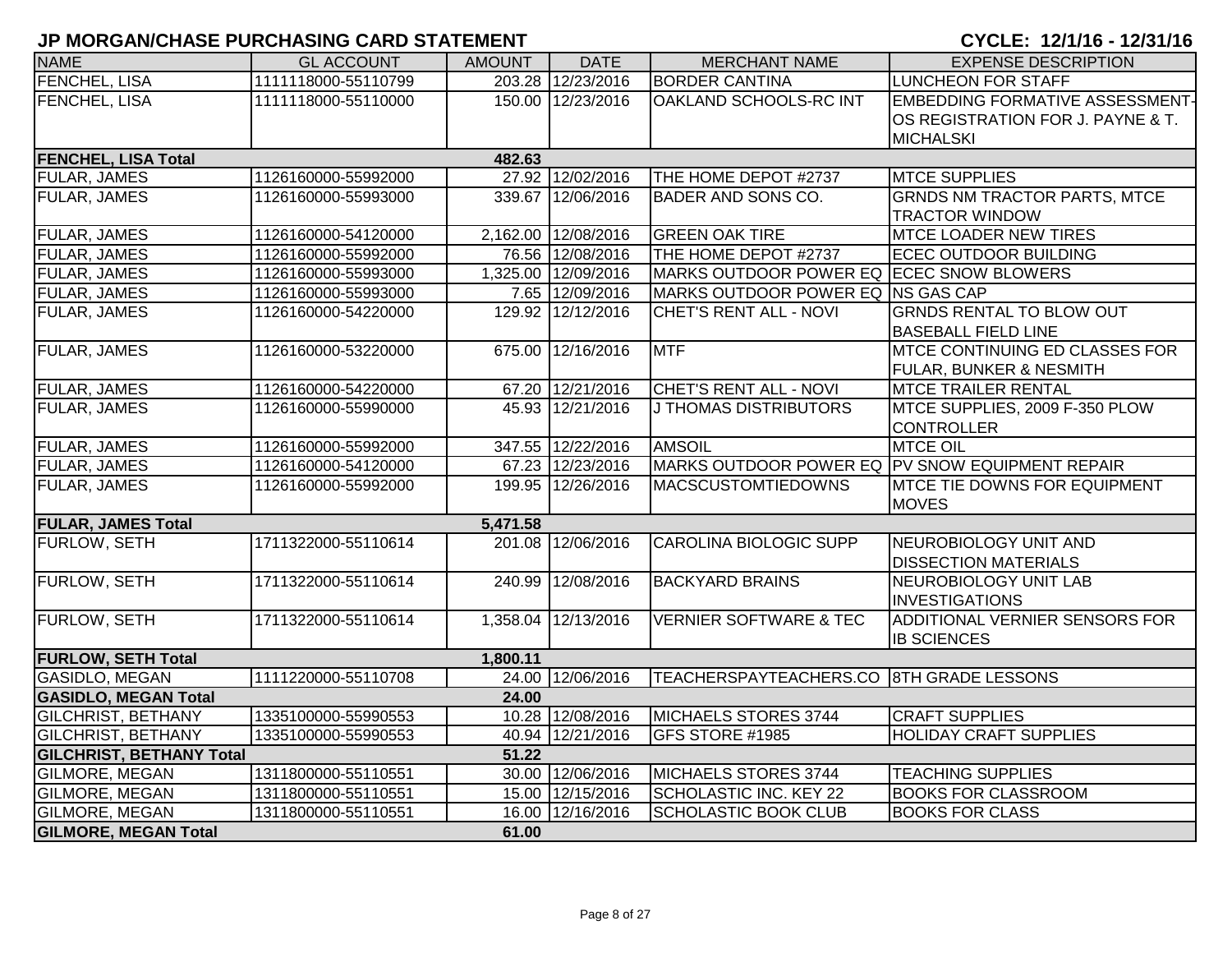# JP MORGAN/CHASE PURCHASING CARD STATEMENT

**CYCLE: 12/1/16 - 12/31/16**

| NAME | GL ACCOUNT | AMOUNT | DATE | MERCHANT NAME | EXPENSE DESCRIPTION |
|---|---|---|---|---|---|
| FENCHEL, LISA | 1111118000-55110799 | 203.28 | 12/23/2016 | BORDER CANTINA | LUNCHEON FOR STAFF |
| FENCHEL, LISA | 1111118000-55110000 | 150.00 | 12/23/2016 | OAKLAND SCHOOLS-RC INT | EMBEDDING FORMATIVE ASSESSMENT-OS REGISTRATION FOR J. PAYNE & T. MICHALSKI |
| **FENCHEL, LISA Total** | | **482.63** | | | |
| FULAR, JAMES | 1126160000-55992000 | 27.92 | 12/02/2016 | THE HOME DEPOT #2737 | MTCE SUPPLIES |
| FULAR, JAMES | 1126160000-55993000 | 339.67 | 12/06/2016 | BADER AND SONS CO. | GRNDS NM TRACTOR PARTS, MTCE TRACTOR WINDOW |
| FULAR, JAMES | 1126160000-54120000 | 2,162.00 | 12/08/2016 | GREEN OAK TIRE | MTCE LOADER NEW TIRES |
| FULAR, JAMES | 1126160000-55992000 | 76.56 | 12/08/2016 | THE HOME DEPOT #2737 | ECEC OUTDOOR BUILDING |
| FULAR, JAMES | 1126160000-55993000 | 1,325.00 | 12/09/2016 | MARKS OUTDOOR POWER EQ | ECEC SNOW BLOWERS |
| FULAR, JAMES | 1126160000-55993000 | 7.65 | 12/09/2016 | MARKS OUTDOOR POWER EQ | NS GAS CAP |
| FULAR, JAMES | 1126160000-54220000 | 129.92 | 12/12/2016 | CHET'S RENT ALL - NOVI | GRNDS RENTAL TO BLOW OUT BASEBALL FIELD LINE |
| FULAR, JAMES | 1126160000-53220000 | 675.00 | 12/16/2016 | MTF | MTCE CONTINUING ED CLASSES FOR FULAR, BUNKER & NESMITH |
| FULAR, JAMES | 1126160000-54220000 | 67.20 | 12/21/2016 | CHET'S RENT ALL - NOVI | MTCE TRAILER RENTAL |
| FULAR, JAMES | 1126160000-55990000 | 45.93 | 12/21/2016 | J THOMAS DISTRIBUTORS | MTCE SUPPLIES, 2009 F-350 PLOW CONTROLLER |
| FULAR, JAMES | 1126160000-55992000 | 347.55 | 12/22/2016 | AMSOIL | MTCE OIL |
| FULAR, JAMES | 1126160000-54120000 | 67.23 | 12/23/2016 | MARKS OUTDOOR POWER EQ | PV SNOW EQUIPMENT REPAIR |
| FULAR, JAMES | 1126160000-55992000 | 199.95 | 12/26/2016 | MACSCUSTOMTIEDOWNS | MTCE TIE DOWNS FOR EQUIPMENT MOVES |
| **FULAR, JAMES Total** | | **5,471.58** | | | |
| FURLOW, SETH | 1711322000-55110614 | 201.08 | 12/06/2016 | CAROLINA BIOLOGIC SUPP | NEUROBIOLOGY UNIT AND DISSECTION MATERIALS |
| FURLOW, SETH | 1711322000-55110614 | 240.99 | 12/08/2016 | BACKYARD BRAINS | NEUROBIOLOGY UNIT LAB INVESTIGATIONS |
| FURLOW, SETH | 1711322000-55110614 | 1,358.04 | 12/13/2016 | VERNIER SOFTWARE & TEC | ADDITIONAL VERNIER SENSORS FOR IB SCIENCES |
| **FURLOW, SETH Total** | | **1,800.11** | | | |
| GASIDLO, MEGAN | 1111220000-55110708 | 24.00 | 12/06/2016 | TEACHERSPAYTEACHERS.CO | 8TH GRADE LESSONS |
| **GASIDLO, MEGAN Total** | | **24.00** | | | |
| GILCHRIST, BETHANY | 1335100000-55990553 | 10.28 | 12/08/2016 | MICHAELS STORES 3744 | CRAFT SUPPLIES |
| GILCHRIST, BETHANY | 1335100000-55990553 | 40.94 | 12/21/2016 | GFS STORE #1985 | HOLIDAY CRAFT SUPPLIES |
| **GILCHRIST, BETHANY Total** | | **51.22** | | | |
| GILMORE, MEGAN | 1311800000-55110551 | 30.00 | 12/06/2016 | MICHAELS STORES 3744 | TEACHING SUPPLIES |
| GILMORE, MEGAN | 1311800000-55110551 | 15.00 | 12/15/2016 | SCHOLASTIC INC. KEY 22 | BOOKS FOR CLASSROOM |
| GILMORE, MEGAN | 1311800000-55110551 | 16.00 | 12/16/2016 | SCHOLASTIC BOOK CLUB | BOOKS FOR CLASS |
| **GILMORE, MEGAN Total** | | **61.00** | | | |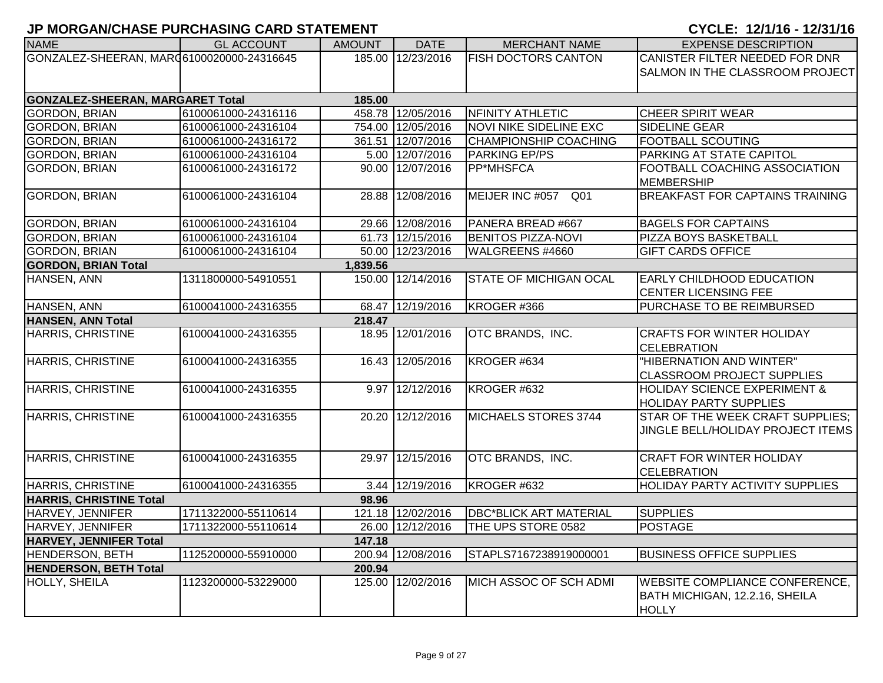## JP MORGAN/CHASE PURCHASING CARD STATEMENT

**CYCLE: 12/1/16 - 12/31/16**

| NAME | GL ACCOUNT | AMOUNT | DATE | MERCHANT NAME | EXPENSE DESCRIPTION |
|---|---|---|---|---|---|
| GONZALEZ-SHEERAN, MARG | 6100020000-24316645 | 185.00 | 12/23/2016 | FISH DOCTORS CANTON | CANISTER FILTER NEEDED FOR DNR SALMON IN THE CLASSROOM PROJECT |
| **GONZALEZ-SHEERAN, MARGARET Total** | | **185.00** | | | |
| GORDON, BRIAN | 6100061000-24316116 | 458.78 | 12/05/2016 | NFINITY ATHLETIC | CHEER SPIRIT WEAR |
| GORDON, BRIAN | 6100061000-24316104 | 754.00 | 12/05/2016 | NOVI NIKE SIDELINE EXC | SIDELINE GEAR |
| GORDON, BRIAN | 6100061000-24316172 | 361.51 | 12/07/2016 | CHAMPIONSHIP COACHING | FOOTBALL SCOUTING |
| GORDON, BRIAN | 6100061000-24316104 | 5.00 | 12/07/2016 | PARKING EP/PS | PARKING AT STATE CAPITOL |
| GORDON, BRIAN | 6100061000-24316172 | 90.00 | 12/07/2016 | PP*MHSFCA | FOOTBALL COACHING ASSOCIATION MEMBERSHIP |
| GORDON, BRIAN | 6100061000-24316104 | 28.88 | 12/08/2016 | MEIJER INC #057 Q01 | BREAKFAST FOR CAPTAINS TRAINING |
| GORDON, BRIAN | 6100061000-24316104 | 29.66 | 12/08/2016 | PANERA BREAD #667 | BAGELS FOR CAPTAINS |
| GORDON, BRIAN | 6100061000-24316104 | 61.73 | 12/15/2016 | BENITOS PIZZA-NOVI | PIZZA BOYS BASKETBALL |
| GORDON, BRIAN | 6100061000-24316104 | 50.00 | 12/23/2016 | WALGREENS #4660 | GIFT CARDS OFFICE |
| **GORDON, BRIAN Total** | | **1,839.56** | | | |
| HANSEN, ANN | 1311800000-54910551 | 150.00 | 12/14/2016 | STATE OF MICHIGAN OCAL | EARLY CHILDHOOD EDUCATION CENTER LICENSING FEE |
| HANSEN, ANN | 6100041000-24316355 | 68.47 | 12/19/2016 | KROGER #366 | PURCHASE TO BE REIMBURSED |
| **HANSEN, ANN Total** | | **218.47** | | | |
| HARRIS, CHRISTINE | 6100041000-24316355 | 18.95 | 12/01/2016 | OTC BRANDS, INC. | CRAFTS FOR WINTER HOLIDAY CELEBRATION |
| HARRIS, CHRISTINE | 6100041000-24316355 | 16.43 | 12/05/2016 | KROGER #634 | "HIBERNATION AND WINTER" CLASSROOM PROJECT SUPPLIES |
| HARRIS, CHRISTINE | 6100041000-24316355 | 9.97 | 12/12/2016 | KROGER #632 | HOLIDAY SCIENCE EXPERIMENT & HOLIDAY PARTY SUPPLIES |
| HARRIS, CHRISTINE | 6100041000-24316355 | 20.20 | 12/12/2016 | MICHAELS STORES 3744 | STAR OF THE WEEK CRAFT SUPPLIES; JINGLE BELL/HOLIDAY PROJECT ITEMS |
| HARRIS, CHRISTINE | 6100041000-24316355 | 29.97 | 12/15/2016 | OTC BRANDS, INC. | CRAFT FOR WINTER HOLIDAY CELEBRATION |
| HARRIS, CHRISTINE | 6100041000-24316355 | 3.44 | 12/19/2016 | KROGER #632 | HOLIDAY PARTY ACTIVITY SUPPLIES |
| **HARRIS, CHRISTINE Total** | | **98.96** | | | |
| HARVEY, JENNIFER | 1711322000-55110614 | 121.18 | 12/02/2016 | DBC*BLICK ART MATERIAL | SUPPLIES |
| HARVEY, JENNIFER | 1711322000-55110614 | 26.00 | 12/12/2016 | THE UPS STORE 0582 | POSTAGE |
| **HARVEY, JENNIFER Total** | | **147.18** | | | |
| HENDERSON, BETH | 1125200000-55910000 | 200.94 | 12/08/2016 | STAPLS7167238919000001 | BUSINESS OFFICE SUPPLIES |
| **HENDERSON, BETH Total** | | **200.94** | | | |
| HOLLY, SHEILA | 1123200000-53229000 | 125.00 | 12/02/2016 | MICH ASSOC OF SCH ADMI | WEBSITE COMPLIANCE CONFERENCE, BATH MICHIGAN, 12.2.16, SHEILA HOLLY |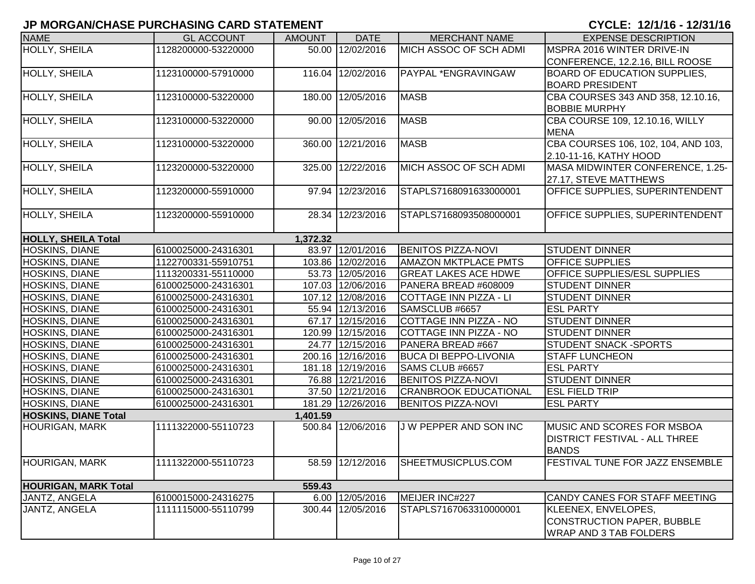# JP MORGAN/CHASE PURCHASING CARD STATEMENT

**CYCLE: 12/1/16 - 12/31/16**

| NAME | GL ACCOUNT | AMOUNT | DATE | MERCHANT NAME | EXPENSE DESCRIPTION |
|---|---|---|---|---|---|
| HOLLY, SHEILA | 1128200000-53220000 | 50.00 | 12/02/2016 | MICH ASSOC OF SCH ADMI | MSPRA 2016 WINTER DRIVE-IN CONFERENCE, 12.2.16, BILL ROOSE |
| HOLLY, SHEILA | 1123100000-57910000 | 116.04 | 12/02/2016 | PAYPAL *ENGRAVINGAW | BOARD OF EDUCATION SUPPLIES, BOARD PRESIDENT |
| HOLLY, SHEILA | 1123100000-53220000 | 180.00 | 12/05/2016 | MASB | CBA COURSES 343 AND 358, 12.10.16, BOBBIE MURPHY |
| HOLLY, SHEILA | 1123100000-53220000 | 90.00 | 12/05/2016 | MASB | CBA COURSE 109, 12.10.16, WILLY MENA |
| HOLLY, SHEILA | 1123100000-53220000 | 360.00 | 12/21/2016 | MASB | CBA COURSES 106, 102, 104, AND 103, 2.10-11-16, KATHY HOOD |
| HOLLY, SHEILA | 1123200000-53220000 | 325.00 | 12/22/2016 | MICH ASSOC OF SCH ADMI | MASA MIDWINTER CONFERENCE, 1.25-27.17, STEVE MATTHEWS |
| HOLLY, SHEILA | 1123200000-55910000 | 97.94 | 12/23/2016 | STAPLS7168091633000001 | OFFICE SUPPLIES, SUPERINTENDENT |
| HOLLY, SHEILA | 1123200000-55910000 | 28.34 | 12/23/2016 | STAPLS7168093508000001 | OFFICE SUPPLIES, SUPERINTENDENT |
| **HOLLY, SHEILA Total** | | **1,372.32** | | | |
| HOSKINS, DIANE | 6100025000-24316301 | 83.97 | 12/01/2016 | BENITOS PIZZA-NOVI | STUDENT DINNER |
| HOSKINS, DIANE | 1122700331-55910751 | 103.86 | 12/02/2016 | AMAZON MKTPLACE PMTS | OFFICE SUPPLIES |
| HOSKINS, DIANE | 1113200331-55110000 | 53.73 | 12/05/2016 | GREAT LAKES ACE HDWE | OFFICE SUPPLIES/ESL SUPPLIES |
| HOSKINS, DIANE | 6100025000-24316301 | 107.03 | 12/06/2016 | PANERA BREAD #608009 | STUDENT DINNER |
| HOSKINS, DIANE | 6100025000-24316301 | 107.12 | 12/08/2016 | COTTAGE INN PIZZA - LI | STUDENT DINNER |
| HOSKINS, DIANE | 6100025000-24316301 | 55.94 | 12/13/2016 | SAMSCLUB #6657 | ESL PARTY |
| HOSKINS, DIANE | 6100025000-24316301 | 67.17 | 12/15/2016 | COTTAGE INN PIZZA - NO | STUDENT DINNER |
| HOSKINS, DIANE | 6100025000-24316301 | 120.99 | 12/15/2016 | COTTAGE INN PIZZA - NO | STUDENT DINNER |
| HOSKINS, DIANE | 6100025000-24316301 | 24.77 | 12/15/2016 | PANERA BREAD #667 | STUDENT SNACK -SPORTS |
| HOSKINS, DIANE | 6100025000-24316301 | 200.16 | 12/16/2016 | BUCA DI BEPPO-LIVONIA | STAFF LUNCHEON |
| HOSKINS, DIANE | 6100025000-24316301 | 181.18 | 12/19/2016 | SAMS CLUB #6657 | ESL PARTY |
| HOSKINS, DIANE | 6100025000-24316301 | 76.88 | 12/21/2016 | BENITOS PIZZA-NOVI | STUDENT DINNER |
| HOSKINS, DIANE | 6100025000-24316301 | 37.50 | 12/21/2016 | CRANBROOK EDUCATIONAL | ESL FIELD TRIP |
| HOSKINS, DIANE | 6100025000-24316301 | 181.29 | 12/26/2016 | BENITOS PIZZA-NOVI | ESL PARTY |
| **HOSKINS, DIANE Total** | | **1,401.59** | | | |
| HOURIGAN, MARK | 1111322000-55110723 | 500.84 | 12/06/2016 | J W PEPPER AND SON INC | MUSIC AND SCORES FOR MSBOA DISTRICT FESTIVAL - ALL THREE BANDS |
| HOURIGAN, MARK | 1111322000-55110723 | 58.59 | 12/12/2016 | SHEETMUSICPLUS.COM | FESTIVAL TUNE FOR JAZZ ENSEMBLE |
| **HOURIGAN, MARK Total** | | **559.43** | | | |
| JANTZ, ANGELA | 6100015000-24316275 | 6.00 | 12/05/2016 | MEIJER INC#227 | CANDY CANES FOR STAFF MEETING |
| JANTZ, ANGELA | 1111115000-55110799 | 300.44 | 12/05/2016 | STAPLS7167063310000001 | KLEENEX, ENVELOPES, CONSTRUCTION PAPER, BUBBLE WRAP AND 3 TAB FOLDERS |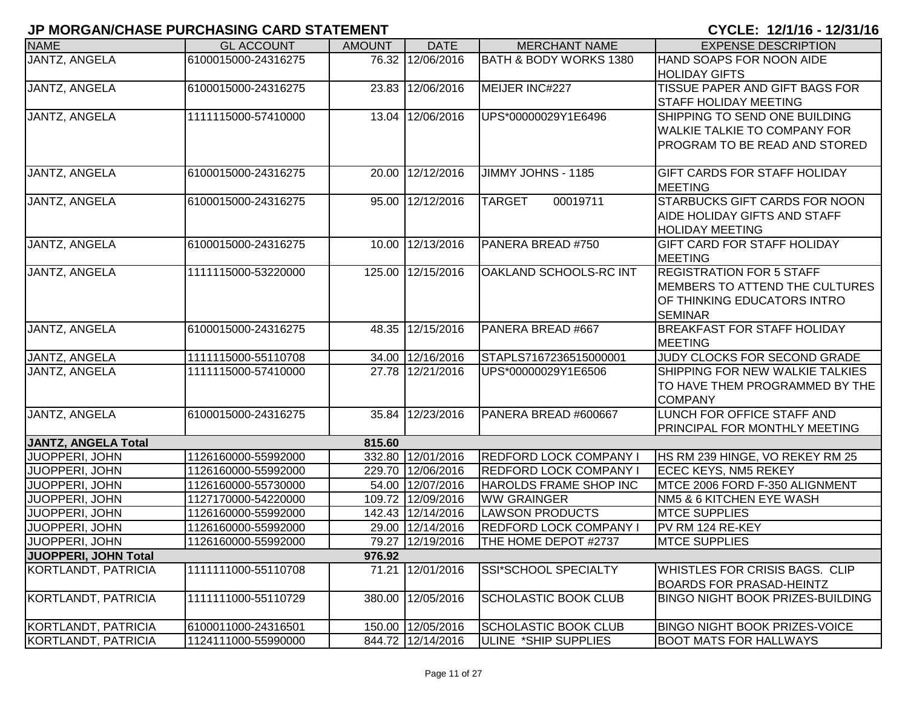# JP MORGAN/CHASE PURCHASING CARD STATEMENT

**CYCLE: 12/1/16 - 12/31/16**

| NAME | GL ACCOUNT | AMOUNT | DATE | MERCHANT NAME | EXPENSE DESCRIPTION |
|---|---|---|---|---|---|
| JANTZ, ANGELA | 6100015000-24316275 | 76.32 | 12/06/2016 | BATH & BODY WORKS 1380 | HAND SOAPS FOR NOON AIDE HOLIDAY GIFTS |
| JANTZ, ANGELA | 6100015000-24316275 | 23.83 | 12/06/2016 | MEIJER INC#227 | TISSUE PAPER AND GIFT BAGS FOR STAFF HOLIDAY MEETING |
| JANTZ, ANGELA | 1111115000-57410000 | 13.04 | 12/06/2016 | UPS*00000029Y1E6496 | SHIPPING TO SEND ONE BUILDING WALKIE TALKIE TO COMPANY FOR PROGRAM TO BE READ AND STORED |
| JANTZ, ANGELA | 6100015000-24316275 | 20.00 | 12/12/2016 | JIMMY JOHNS - 1185 | GIFT CARDS FOR STAFF HOLIDAY MEETING |
| JANTZ, ANGELA | 6100015000-24316275 | 95.00 | 12/12/2016 | TARGET 00019711 | STARBUCKS GIFT CARDS FOR NOON AIDE HOLIDAY GIFTS AND STAFF HOLIDAY MEETING |
| JANTZ, ANGELA | 6100015000-24316275 | 10.00 | 12/13/2016 | PANERA BREAD #750 | GIFT CARD FOR STAFF HOLIDAY MEETING |
| JANTZ, ANGELA | 1111115000-53220000 | 125.00 | 12/15/2016 | OAKLAND SCHOOLS-RC INT | REGISTRATION FOR 5 STAFF MEMBERS TO ATTEND THE CULTURES OF THINKING EDUCATORS INTRO SEMINAR |
| JANTZ, ANGELA | 6100015000-24316275 | 48.35 | 12/15/2016 | PANERA BREAD #667 | BREAKFAST FOR STAFF HOLIDAY MEETING |
| JANTZ, ANGELA | 1111115000-55110708 | 34.00 | 12/16/2016 | STAPLS7167236515000001 | JUDY CLOCKS FOR SECOND GRADE |
| JANTZ, ANGELA | 1111115000-57410000 | 27.78 | 12/21/2016 | UPS*00000029Y1E6506 | SHIPPING FOR NEW WALKIE TALKIES TO HAVE THEM PROGRAMMED BY THE COMPANY |
| JANTZ, ANGELA | 6100015000-24316275 | 35.84 | 12/23/2016 | PANERA BREAD #600667 | LUNCH FOR OFFICE STAFF AND PRINCIPAL FOR MONTHLY MEETING |
| **JANTZ, ANGELA Total** | | **815.60** | | | |
| JUOPPERI, JOHN | 1126160000-55992000 | 332.80 | 12/01/2016 | REDFORD LOCK COMPANY I | HS RM 239 HINGE, VO REKEY RM 25 |
| JUOPPERI, JOHN | 1126160000-55992000 | 229.70 | 12/06/2016 | REDFORD LOCK COMPANY I | ECEC KEYS, NM5 REKEY |
| JUOPPERI, JOHN | 1126160000-55730000 | 54.00 | 12/07/2016 | HAROLDS FRAME SHOP INC | MTCE 2006 FORD F-350 ALIGNMENT |
| JUOPPERI, JOHN | 1127170000-54220000 | 109.72 | 12/09/2016 | WW GRAINGER | NM5 & 6 KITCHEN EYE WASH |
| JUOPPERI, JOHN | 1126160000-55992000 | 142.43 | 12/14/2016 | LAWSON PRODUCTS | MTCE SUPPLIES |
| JUOPPERI, JOHN | 1126160000-55992000 | 29.00 | 12/14/2016 | REDFORD LOCK COMPANY I | PV RM 124 RE-KEY |
| JUOPPERI, JOHN | 1126160000-55992000 | 79.27 | 12/19/2016 | THE HOME DEPOT #2737 | MTCE SUPPLIES |
| **JUOPPERI, JOHN Total** | | **976.92** | | | |
| KORTLANDT, PATRICIA | 1111111000-55110708 | 71.21 | 12/01/2016 | SSI*SCHOOL SPECIALTY | WHISTLES FOR CRISIS BAGS. CLIP BOARDS FOR PRASAD-HEINTZ |
| KORTLANDT, PATRICIA | 1111111000-55110729 | 380.00 | 12/05/2016 | SCHOLASTIC BOOK CLUB | BINGO NIGHT BOOK PRIZES-BUILDING |
| KORTLANDT, PATRICIA | 6100011000-24316501 | 150.00 | 12/05/2016 | SCHOLASTIC BOOK CLUB | BINGO NIGHT BOOK PRIZES-VOICE |
| KORTLANDT, PATRICIA | 1124111000-55990000 | 844.72 | 12/14/2016 | ULINE *SHIP SUPPLIES | BOOT MATS FOR HALLWAYS |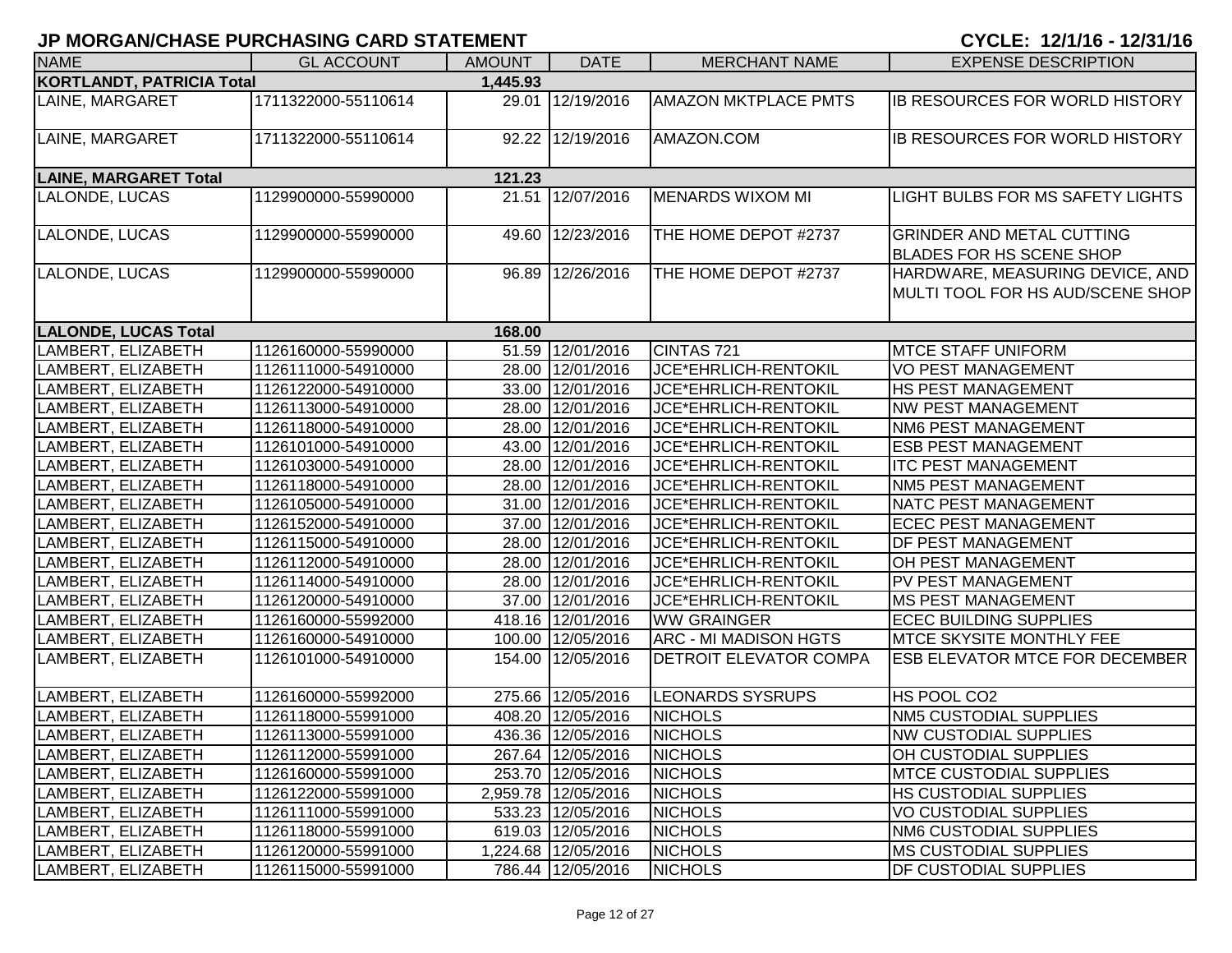## JP MORGAN/CHASE PURCHASING CARD STATEMENT

**CYCLE: 12/1/16 - 12/31/16**

| NAME | GL ACCOUNT | AMOUNT | DATE | MERCHANT NAME | EXPENSE DESCRIPTION |
|---|---|---|---|---|---|
| **KORTLANDT, PATRICIA Total** | | **1,445.93** | | | |
| LAINE, MARGARET | 1711322000-55110614 | 29.01 | 12/19/2016 | AMAZON MKTPLACE PMTS | IB RESOURCES FOR WORLD HISTORY |
| LAINE, MARGARET | 1711322000-55110614 | 92.22 | 12/19/2016 | AMAZON.COM | IB RESOURCES FOR WORLD HISTORY |
| **LAINE, MARGARET Total** | | **121.23** | | | |
| LALONDE, LUCAS | 1129900000-55990000 | 21.51 | 12/07/2016 | MENARDS WIXOM MI | LIGHT BULBS FOR MS SAFETY LIGHTS |
| LALONDE, LUCAS | 1129900000-55990000 | 49.60 | 12/23/2016 | THE HOME DEPOT #2737 | GRINDER AND METAL CUTTING BLADES FOR HS SCENE SHOP |
| LALONDE, LUCAS | 1129900000-55990000 | 96.89 | 12/26/2016 | THE HOME DEPOT #2737 | HARDWARE, MEASURING DEVICE, AND MULTI TOOL FOR HS AUD/SCENE SHOP |
| **LALONDE, LUCAS Total** | | **168.00** | | | |
| LAMBERT, ELIZABETH | 1126160000-55990000 | 51.59 | 12/01/2016 | CINTAS 721 | MTCE STAFF UNIFORM |
| LAMBERT, ELIZABETH | 1126111000-54910000 | 28.00 | 12/01/2016 | JCE*EHRLICH-RENTOKIL | VO PEST MANAGEMENT |
| LAMBERT, ELIZABETH | 1126122000-54910000 | 33.00 | 12/01/2016 | JCE*EHRLICH-RENTOKIL | HS PEST MANAGEMENT |
| LAMBERT, ELIZABETH | 1126113000-54910000 | 28.00 | 12/01/2016 | JCE*EHRLICH-RENTOKIL | NW PEST MANAGEMENT |
| LAMBERT, ELIZABETH | 1126118000-54910000 | 28.00 | 12/01/2016 | JCE*EHRLICH-RENTOKIL | NM6 PEST MANAGEMENT |
| LAMBERT, ELIZABETH | 1126101000-54910000 | 43.00 | 12/01/2016 | JCE*EHRLICH-RENTOKIL | ESB PEST MANAGEMENT |
| LAMBERT, ELIZABETH | 1126103000-54910000 | 28.00 | 12/01/2016 | JCE*EHRLICH-RENTOKIL | ITC PEST MANAGEMENT |
| LAMBERT, ELIZABETH | 1126118000-54910000 | 28.00 | 12/01/2016 | JCE*EHRLICH-RENTOKIL | NM5 PEST MANAGEMENT |
| LAMBERT, ELIZABETH | 1126105000-54910000 | 31.00 | 12/01/2016 | JCE*EHRLICH-RENTOKIL | NATC PEST MANAGEMENT |
| LAMBERT, ELIZABETH | 1126152000-54910000 | 37.00 | 12/01/2016 | JCE*EHRLICH-RENTOKIL | ECEC PEST MANAGEMENT |
| LAMBERT, ELIZABETH | 1126115000-54910000 | 28.00 | 12/01/2016 | JCE*EHRLICH-RENTOKIL | DF PEST MANAGEMENT |
| LAMBERT, ELIZABETH | 1126112000-54910000 | 28.00 | 12/01/2016 | JCE*EHRLICH-RENTOKIL | OH PEST MANAGEMENT |
| LAMBERT, ELIZABETH | 1126114000-54910000 | 28.00 | 12/01/2016 | JCE*EHRLICH-RENTOKIL | PV PEST MANAGEMENT |
| LAMBERT, ELIZABETH | 1126120000-54910000 | 37.00 | 12/01/2016 | JCE*EHRLICH-RENTOKIL | MS PEST MANAGEMENT |
| LAMBERT, ELIZABETH | 1126160000-55992000 | 418.16 | 12/01/2016 | WW GRAINGER | ECEC BUILDING SUPPLIES |
| LAMBERT, ELIZABETH | 1126160000-54910000 | 100.00 | 12/05/2016 | ARC - MI MADISON HGTS | MTCE SKYSITE MONTHLY FEE |
| LAMBERT, ELIZABETH | 1126101000-54910000 | 154.00 | 12/05/2016 | DETROIT ELEVATOR COMPA | ESB ELEVATOR MTCE FOR DECEMBER |
| LAMBERT, ELIZABETH | 1126160000-55992000 | 275.66 | 12/05/2016 | LEONARDS SYSRUPS | HS POOL CO2 |
| LAMBERT, ELIZABETH | 1126118000-55991000 | 408.20 | 12/05/2016 | NICHOLS | NM5 CUSTODIAL SUPPLIES |
| LAMBERT, ELIZABETH | 1126113000-55991000 | 436.36 | 12/05/2016 | NICHOLS | NW CUSTODIAL SUPPLIES |
| LAMBERT, ELIZABETH | 1126112000-55991000 | 267.64 | 12/05/2016 | NICHOLS | OH CUSTODIAL SUPPLIES |
| LAMBERT, ELIZABETH | 1126160000-55991000 | 253.70 | 12/05/2016 | NICHOLS | MTCE CUSTODIAL SUPPLIES |
| LAMBERT, ELIZABETH | 1126122000-55991000 | 2,959.78 | 12/05/2016 | NICHOLS | HS CUSTODIAL SUPPLIES |
| LAMBERT, ELIZABETH | 1126111000-55991000 | 533.23 | 12/05/2016 | NICHOLS | VO CUSTODIAL SUPPLIES |
| LAMBERT, ELIZABETH | 1126118000-55991000 | 619.03 | 12/05/2016 | NICHOLS | NM6 CUSTODIAL SUPPLIES |
| LAMBERT, ELIZABETH | 1126120000-55991000 | 1,224.68 | 12/05/2016 | NICHOLS | MS CUSTODIAL SUPPLIES |
| LAMBERT, ELIZABETH | 1126115000-55991000 | 786.44 | 12/05/2016 | NICHOLS | DF CUSTODIAL SUPPLIES |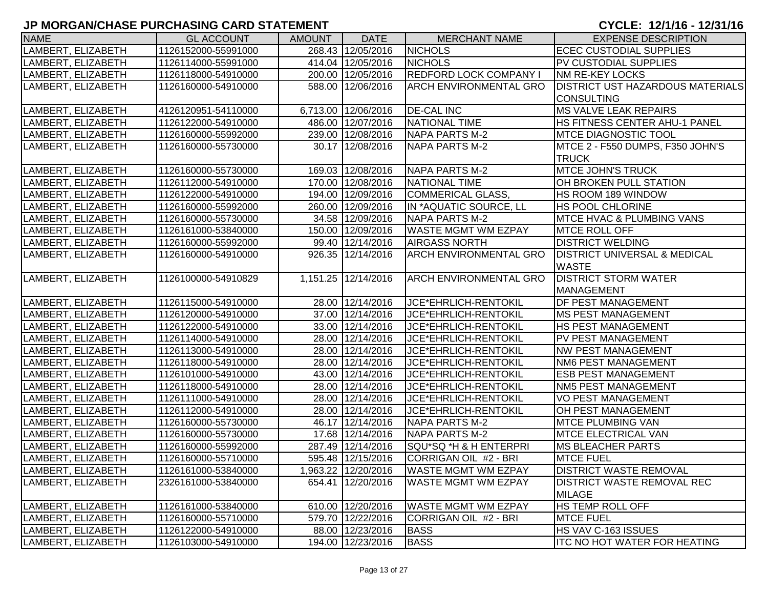# JP MORGAN/CHASE PURCHASING CARD STATEMENT

**CYCLE: 12/1/16 - 12/31/16**

| NAME | GL ACCOUNT | AMOUNT | DATE | MERCHANT NAME | EXPENSE DESCRIPTION |
|---|---|---|---|---|---|
| LAMBERT, ELIZABETH | 1126152000-55991000 | 268.43 | 12/05/2016 | NICHOLS | ECEC CUSTODIAL SUPPLIES |
| LAMBERT, ELIZABETH | 1126114000-55991000 | 414.04 | 12/05/2016 | NICHOLS | PV CUSTODIAL SUPPLIES |
| LAMBERT, ELIZABETH | 1126118000-54910000 | 200.00 | 12/05/2016 | REDFORD LOCK COMPANY I | NM RE-KEY LOCKS |
| LAMBERT, ELIZABETH | 1126160000-54910000 | 588.00 | 12/06/2016 | ARCH ENVIRONMENTAL GRO | DISTRICT UST HAZARDOUS MATERIALS CONSULTING |
| LAMBERT, ELIZABETH | 4126120951-54110000 | 6,713.00 | 12/06/2016 | DE-CAL INC | MS VALVE LEAK REPAIRS |
| LAMBERT, ELIZABETH | 1126122000-54910000 | 486.00 | 12/07/2016 | NATIONAL TIME | HS FITNESS CENTER AHU-1 PANEL |
| LAMBERT, ELIZABETH | 1126160000-55992000 | 239.00 | 12/08/2016 | NAPA PARTS M-2 | MTCE DIAGNOSTIC TOOL |
| LAMBERT, ELIZABETH | 1126160000-55730000 | 30.17 | 12/08/2016 | NAPA PARTS M-2 | MTCE 2 - F550 DUMPS, F350 JOHN'S TRUCK |
| LAMBERT, ELIZABETH | 1126160000-55730000 | 169.03 | 12/08/2016 | NAPA PARTS M-2 | MTCE JOHN'S TRUCK |
| LAMBERT, ELIZABETH | 1126112000-54910000 | 170.00 | 12/08/2016 | NATIONAL TIME | OH BROKEN PULL STATION |
| LAMBERT, ELIZABETH | 1126122000-54910000 | 194.00 | 12/09/2016 | COMMERICAL GLASS, | HS ROOM 189 WINDOW |
| LAMBERT, ELIZABETH | 1126160000-55992000 | 260.00 | 12/09/2016 | IN *AQUATIC SOURCE, LL | HS POOL CHLORINE |
| LAMBERT, ELIZABETH | 1126160000-55730000 | 34.58 | 12/09/2016 | NAPA PARTS M-2 | MTCE HVAC & PLUMBING VANS |
| LAMBERT, ELIZABETH | 1126161000-53840000 | 150.00 | 12/09/2016 | WASTE MGMT WM EZPAY | MTCE ROLL OFF |
| LAMBERT, ELIZABETH | 1126160000-55992000 | 99.40 | 12/14/2016 | AIRGASS NORTH | DISTRICT WELDING |
| LAMBERT, ELIZABETH | 1126160000-54910000 | 926.35 | 12/14/2016 | ARCH ENVIRONMENTAL GRO | DISTRICT UNIVERSAL & MEDICAL WASTE |
| LAMBERT, ELIZABETH | 1126100000-54910829 | 1,151.25 | 12/14/2016 | ARCH ENVIRONMENTAL GRO | DISTRICT STORM WATER MANAGEMENT |
| LAMBERT, ELIZABETH | 1126115000-54910000 | 28.00 | 12/14/2016 | JCE*EHRLICH-RENTOKIL | DF PEST MANAGEMENT |
| LAMBERT, ELIZABETH | 1126120000-54910000 | 37.00 | 12/14/2016 | JCE*EHRLICH-RENTOKIL | MS PEST MANAGEMENT |
| LAMBERT, ELIZABETH | 1126122000-54910000 | 33.00 | 12/14/2016 | JCE*EHRLICH-RENTOKIL | HS PEST MANAGEMENT |
| LAMBERT, ELIZABETH | 1126114000-54910000 | 28.00 | 12/14/2016 | JCE*EHRLICH-RENTOKIL | PV PEST MANAGEMENT |
| LAMBERT, ELIZABETH | 1126113000-54910000 | 28.00 | 12/14/2016 | JCE*EHRLICH-RENTOKIL | NW PEST MANAGEMENT |
| LAMBERT, ELIZABETH | 1126118000-54910000 | 28.00 | 12/14/2016 | JCE*EHRLICH-RENTOKIL | NM6 PEST MANAGEMENT |
| LAMBERT, ELIZABETH | 1126101000-54910000 | 43.00 | 12/14/2016 | JCE*EHRLICH-RENTOKIL | ESB PEST MANAGEMENT |
| LAMBERT, ELIZABETH | 1126118000-54910000 | 28.00 | 12/14/2016 | JCE*EHRLICH-RENTOKIL | NM5 PEST MANAGEMENT |
| LAMBERT, ELIZABETH | 1126111000-54910000 | 28.00 | 12/14/2016 | JCE*EHRLICH-RENTOKIL | VO PEST MANAGEMENT |
| LAMBERT, ELIZABETH | 1126112000-54910000 | 28.00 | 12/14/2016 | JCE*EHRLICH-RENTOKIL | OH PEST MANAGEMENT |
| LAMBERT, ELIZABETH | 1126160000-55730000 | 46.17 | 12/14/2016 | NAPA PARTS M-2 | MTCE PLUMBING VAN |
| LAMBERT, ELIZABETH | 1126160000-55730000 | 17.68 | 12/14/2016 | NAPA PARTS M-2 | MTCE ELECTRICAL VAN |
| LAMBERT, ELIZABETH | 1126160000-55992000 | 287.49 | 12/14/2016 | SQU*SQ *H & H ENTERPRI | MS BLEACHER PARTS |
| LAMBERT, ELIZABETH | 1126160000-55710000 | 595.48 | 12/15/2016 | CORRIGAN OIL #2 - BRI | MTCE FUEL |
| LAMBERT, ELIZABETH | 1126161000-53840000 | 1,963.22 | 12/20/2016 | WASTE MGMT WM EZPAY | DISTRICT WASTE REMOVAL |
| LAMBERT, ELIZABETH | 2326161000-53840000 | 654.41 | 12/20/2016 | WASTE MGMT WM EZPAY | DISTRICT WASTE REMOVAL REC MILAGE |
| LAMBERT, ELIZABETH | 1126161000-53840000 | 610.00 | 12/20/2016 | WASTE MGMT WM EZPAY | HS TEMP ROLL OFF |
| LAMBERT, ELIZABETH | 1126160000-55710000 | 579.70 | 12/22/2016 | CORRIGAN OIL #2 - BRI | MTCE FUEL |
| LAMBERT, ELIZABETH | 1126122000-54910000 | 88.00 | 12/23/2016 | BASS | HS VAV C-163 ISSUES |
| LAMBERT, ELIZABETH | 1126103000-54910000 | 194.00 | 12/23/2016 | BASS | ITC NO HOT WATER FOR HEATING |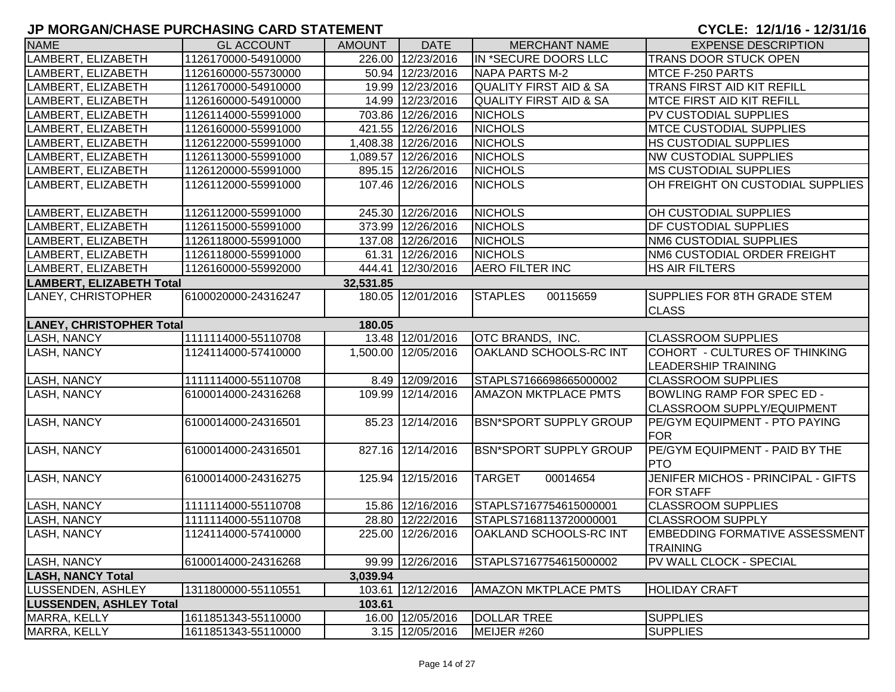## JP MORGAN/CHASE PURCHASING CARD STATEMENT

**CYCLE: 12/1/16 - 12/31/16**

| NAME | GL ACCOUNT | AMOUNT | DATE | MERCHANT NAME | EXPENSE DESCRIPTION |
|---|---|---|---|---|---|
| LAMBERT, ELIZABETH | 1126170000-54910000 | 226.00 | 12/23/2016 | IN *SECURE DOORS LLC | TRANS DOOR STUCK OPEN |
| LAMBERT, ELIZABETH | 1126160000-55730000 | 50.94 | 12/23/2016 | NAPA PARTS M-2 | MTCE F-250 PARTS |
| LAMBERT, ELIZABETH | 1126170000-54910000 | 19.99 | 12/23/2016 | QUALITY FIRST AID & SA | TRANS FIRST AID KIT REFILL |
| LAMBERT, ELIZABETH | 1126160000-54910000 | 14.99 | 12/23/2016 | QUALITY FIRST AID & SA | MTCE FIRST AID KIT REFILL |
| LAMBERT, ELIZABETH | 1126114000-55991000 | 703.86 | 12/26/2016 | NICHOLS | PV CUSTODIAL SUPPLIES |
| LAMBERT, ELIZABETH | 1126160000-55991000 | 421.55 | 12/26/2016 | NICHOLS | MTCE CUSTODIAL SUPPLIES |
| LAMBERT, ELIZABETH | 1126122000-55991000 | 1,408.38 | 12/26/2016 | NICHOLS | HS CUSTODIAL SUPPLIES |
| LAMBERT, ELIZABETH | 1126113000-55991000 | 1,089.57 | 12/26/2016 | NICHOLS | NW CUSTODIAL SUPPLIES |
| LAMBERT, ELIZABETH | 1126120000-55991000 | 895.15 | 12/26/2016 | NICHOLS | MS CUSTODIAL SUPPLIES |
| LAMBERT, ELIZABETH | 1126112000-55991000 | 107.46 | 12/26/2016 | NICHOLS | OH FREIGHT ON CUSTODIAL SUPPLIES |
| LAMBERT, ELIZABETH | 1126112000-55991000 | 245.30 | 12/26/2016 | NICHOLS | OH CUSTODIAL SUPPLIES |
| LAMBERT, ELIZABETH | 1126115000-55991000 | 373.99 | 12/26/2016 | NICHOLS | DF CUSTODIAL SUPPLIES |
| LAMBERT, ELIZABETH | 1126118000-55991000 | 137.08 | 12/26/2016 | NICHOLS | NM6 CUSTODIAL SUPPLIES |
| LAMBERT, ELIZABETH | 1126118000-55991000 | 61.31 | 12/26/2016 | NICHOLS | NM6 CUSTODIAL ORDER FREIGHT |
| LAMBERT, ELIZABETH | 1126160000-55992000 | 444.41 | 12/30/2016 | AERO FILTER INC | HS AIR FILTERS |
| **LAMBERT, ELIZABETH Total** | | **32,531.85** | | | |
| LANEY, CHRISTOPHER | 6100020000-24316247 | 180.05 | 12/01/2016 | STAPLES 00115659 | SUPPLIES FOR 8TH GRADE STEM CLASS |
| **LANEY, CHRISTOPHER Total** | | **180.05** | | | |
| LASH, NANCY | 1111114000-55110708 | 13.48 | 12/01/2016 | OTC BRANDS, INC. | CLASSROOM SUPPLIES |
| LASH, NANCY | 1124114000-57410000 | 1,500.00 | 12/05/2016 | OAKLAND SCHOOLS-RC INT | COHORT - CULTURES OF THINKING LEADERSHIP TRAINING |
| LASH, NANCY | 1111114000-55110708 | 8.49 | 12/09/2016 | STAPLS7166698665000002 | CLASSROOM SUPPLIES |
| LASH, NANCY | 6100014000-24316268 | 109.99 | 12/14/2016 | AMAZON MKTPLACE PMTS | BOWLING RAMP FOR SPEC ED - CLASSROOM SUPPLY/EQUIPMENT |
| LASH, NANCY | 6100014000-24316501 | 85.23 | 12/14/2016 | BSN*SPORT SUPPLY GROUP | PE/GYM EQUIPMENT - PTO PAYING FOR |
| LASH, NANCY | 6100014000-24316501 | 827.16 | 12/14/2016 | BSN*SPORT SUPPLY GROUP | PE/GYM EQUIPMENT - PAID BY THE PTO |
| LASH, NANCY | 6100014000-24316275 | 125.94 | 12/15/2016 | TARGET 00014654 | JENIFER MICHOS - PRINCIPAL - GIFTS FOR STAFF |
| LASH, NANCY | 1111114000-55110708 | 15.86 | 12/16/2016 | STAPLS7167754615000001 | CLASSROOM SUPPLIES |
| LASH, NANCY | 1111114000-55110708 | 28.80 | 12/22/2016 | STAPLS7168113720000001 | CLASSROOM SUPPLY |
| LASH, NANCY | 1124114000-57410000 | 225.00 | 12/26/2016 | OAKLAND SCHOOLS-RC INT | EMBEDDING FORMATIVE ASSESSMENT TRAINING |
| LASH, NANCY | 6100014000-24316268 | 99.99 | 12/26/2016 | STAPLS7167754615000002 | PV WALL CLOCK - SPECIAL |
| **LASH, NANCY Total** | | **3,039.94** | | | |
| LUSSENDEN, ASHLEY | 1311800000-55110551 | 103.61 | 12/12/2016 | AMAZON MKTPLACE PMTS | HOLIDAY CRAFT |
| **LUSSENDEN, ASHLEY Total** | | **103.61** | | | |
| MARRA, KELLY | 1611851343-55110000 | 16.00 | 12/05/2016 | DOLLAR TREE | SUPPLIES |
| MARRA, KELLY | 1611851343-55110000 | 3.15 | 12/05/2016 | MEIJER #260 | SUPPLIES |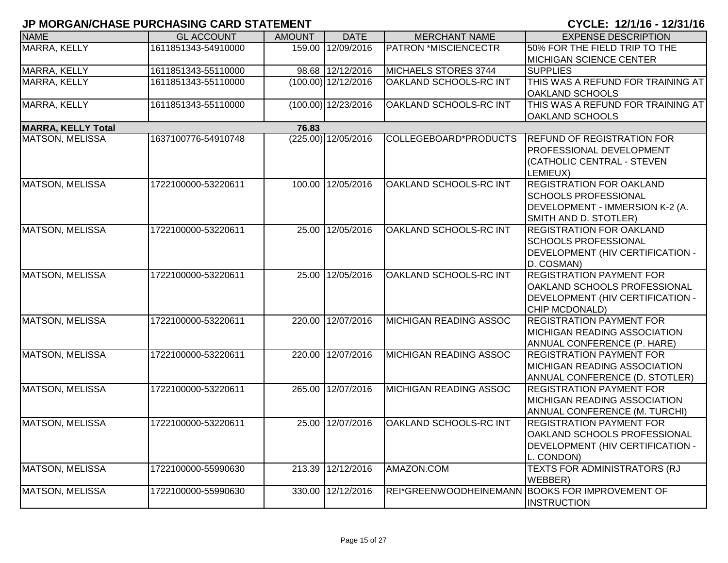## JP MORGAN/CHASE PURCHASING CARD STATEMENT

**CYCLE: 12/1/16 - 12/31/16**

| NAME | GL ACCOUNT | AMOUNT | DATE | MERCHANT NAME | EXPENSE DESCRIPTION |
|---|---|---|---|---|---|
| MARRA, KELLY | 1611851343-54910000 | 159.00 | 12/09/2016 | PATRON *MISCIENCECTR | 50% FOR THE FIELD TRIP TO THE MICHIGAN SCIENCE CENTER |
| MARRA, KELLY | 1611851343-55110000 | 98.68 | 12/12/2016 | MICHAELS STORES 3744 | SUPPLIES |
| MARRA, KELLY | 1611851343-55110000 | (100.00) | 12/12/2016 | OAKLAND SCHOOLS-RC INT | THIS WAS A REFUND FOR TRAINING AT OAKLAND SCHOOLS |
| MARRA, KELLY | 1611851343-55110000 | (100.00) | 12/23/2016 | OAKLAND SCHOOLS-RC INT | THIS WAS A REFUND FOR TRAINING AT OAKLAND SCHOOLS |
| **MARRA, KELLY Total** | | **76.83** | | | |
| MATSON, MELISSA | 1637100776-54910748 | (225.00) | 12/05/2016 | COLLEGEBOARD*PRODUCTS | REFUND OF REGISTRATION FOR PROFESSIONAL DEVELOPMENT (CATHOLIC CENTRAL - STEVEN LEMIEUX) |
| MATSON, MELISSA | 1722100000-53220611 | 100.00 | 12/05/2016 | OAKLAND SCHOOLS-RC INT | REGISTRATION FOR OAKLAND SCHOOLS PROFESSIONAL DEVELOPMENT - IMMERSION K-2 (A. SMITH AND D. STOTLER) |
| MATSON, MELISSA | 1722100000-53220611 | 25.00 | 12/05/2016 | OAKLAND SCHOOLS-RC INT | REGISTRATION FOR OAKLAND SCHOOLS PROFESSIONAL DEVELOPMENT (HIV CERTIFICATION - D. COSMAN) |
| MATSON, MELISSA | 1722100000-53220611 | 25.00 | 12/05/2016 | OAKLAND SCHOOLS-RC INT | REGISTRATION PAYMENT FOR OAKLAND SCHOOLS PROFESSIONAL DEVELOPMENT (HIV CERTIFICATION - CHIP MCDONALD) |
| MATSON, MELISSA | 1722100000-53220611 | 220.00 | 12/07/2016 | MICHIGAN READING ASSOC | REGISTRATION PAYMENT FOR MICHIGAN READING ASSOCIATION ANNUAL CONFERENCE (P. HARE) |
| MATSON, MELISSA | 1722100000-53220611 | 220.00 | 12/07/2016 | MICHIGAN READING ASSOC | REGISTRATION PAYMENT FOR MICHIGAN READING ASSOCIATION ANNUAL CONFERENCE (D. STOTLER) |
| MATSON, MELISSA | 1722100000-53220611 | 265.00 | 12/07/2016 | MICHIGAN READING ASSOC | REGISTRATION PAYMENT FOR MICHIGAN READING ASSOCIATION ANNUAL CONFERENCE (M. TURCHI) |
| MATSON, MELISSA | 1722100000-53220611 | 25.00 | 12/07/2016 | OAKLAND SCHOOLS-RC INT | REGISTRATION PAYMENT FOR OAKLAND SCHOOLS PROFESSIONAL DEVELOPMENT (HIV CERTIFICATION - L. CONDON) |
| MATSON, MELISSA | 1722100000-55990630 | 213.39 | 12/12/2016 | AMAZON.COM | TEXTS FOR ADMINISTRATORS (RJ WEBBER) |
| MATSON, MELISSA | 1722100000-55990630 | 330.00 | 12/12/2016 | REI*GREENWOODHEINEMANN | BOOKS FOR IMPROVEMENT OF INSTRUCTION |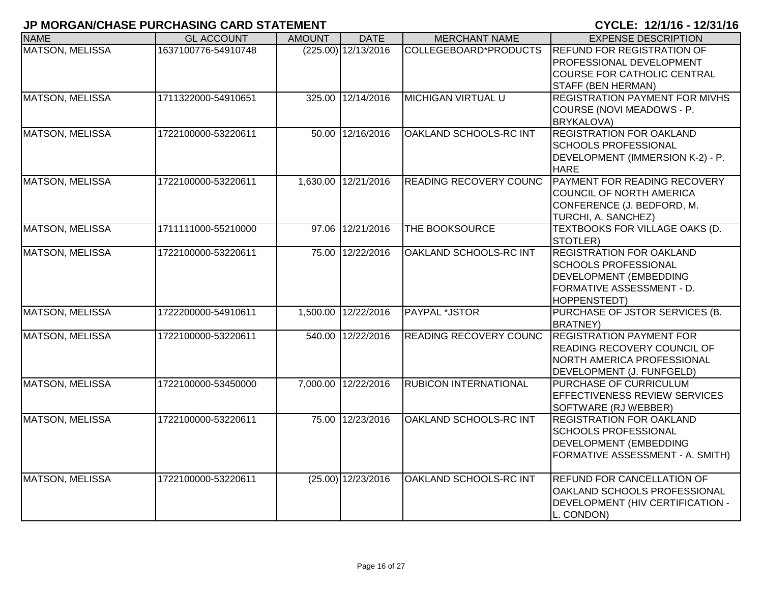# JP MORGAN/CHASE PURCHASING CARD STATEMENT

**CYCLE: 12/1/16 - 12/31/16**

| NAME | GL ACCOUNT | AMOUNT | DATE | MERCHANT NAME | EXPENSE DESCRIPTION |
|---|---|---|---|---|---|
| MATSON, MELISSA | 1637100776-54910748 | (225.00) | 12/13/2016 | COLLEGEBOARD*PRODUCTS | REFUND FOR REGISTRATION OF PROFESSIONAL DEVELOPMENT COURSE FOR CATHOLIC CENTRAL STAFF (BEN HERMAN) |
| MATSON, MELISSA | 1711322000-54910651 | 325.00 | 12/14/2016 | MICHIGAN VIRTUAL U | REGISTRATION PAYMENT FOR MIVHS COURSE (NOVI MEADOWS - P. BRYKALOVA) |
| MATSON, MELISSA | 1722100000-53220611 | 50.00 | 12/16/2016 | OAKLAND SCHOOLS-RC INT | REGISTRATION FOR OAKLAND SCHOOLS PROFESSIONAL DEVELOPMENT (IMMERSION K-2) - P. HARE |
| MATSON, MELISSA | 1722100000-53220611 | 1,630.00 | 12/21/2016 | READING RECOVERY COUNC | PAYMENT FOR READING RECOVERY COUNCIL OF NORTH AMERICA CONFERENCE (J. BEDFORD, M. TURCHI, A. SANCHEZ) |
| MATSON, MELISSA | 1711111000-55210000 | 97.06 | 12/21/2016 | THE BOOKSOURCE | TEXTBOOKS FOR VILLAGE OAKS (D. STOTLER) |
| MATSON, MELISSA | 1722100000-53220611 | 75.00 | 12/22/2016 | OAKLAND SCHOOLS-RC INT | REGISTRATION FOR OAKLAND SCHOOLS PROFESSIONAL DEVELOPMENT (EMBEDDING FORMATIVE ASSESSMENT - D. HOPPENSTEDT) |
| MATSON, MELISSA | 1722200000-54910611 | 1,500.00 | 12/22/2016 | PAYPAL *JSTOR | PURCHASE OF JSTOR SERVICES (B. BRATNEY) |
| MATSON, MELISSA | 1722100000-53220611 | 540.00 | 12/22/2016 | READING RECOVERY COUNC | REGISTRATION PAYMENT FOR READING RECOVERY COUNCIL OF NORTH AMERICA PROFESSIONAL DEVELOPMENT (J. FUNFGELD) |
| MATSON, MELISSA | 1722100000-53450000 | 7,000.00 | 12/22/2016 | RUBICON INTERNATIONAL | PURCHASE OF CURRICULUM EFFECTIVENESS REVIEW SERVICES SOFTWARE (RJ WEBBER) |
| MATSON, MELISSA | 1722100000-53220611 | 75.00 | 12/23/2016 | OAKLAND SCHOOLS-RC INT | REGISTRATION FOR OAKLAND SCHOOLS PROFESSIONAL DEVELOPMENT (EMBEDDING FORMATIVE ASSESSMENT - A. SMITH) |
| MATSON, MELISSA | 1722100000-53220611 | (25.00) | 12/23/2016 | OAKLAND SCHOOLS-RC INT | REFUND FOR CANCELLATION OF OAKLAND SCHOOLS PROFESSIONAL DEVELOPMENT (HIV CERTIFICATION - L. CONDON) |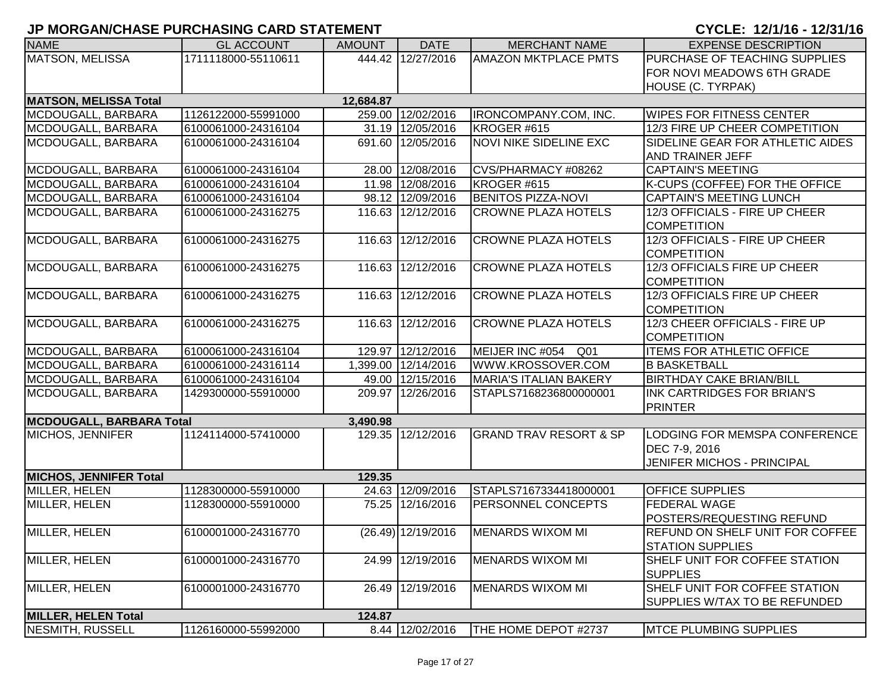# JP MORGAN/CHASE PURCHASING CARD STATEMENT

**CYCLE: 12/1/16 - 12/31/16**

| NAME | GL ACCOUNT | AMOUNT | DATE | MERCHANT NAME | EXPENSE DESCRIPTION |
|---|---|---|---|---|---|
| MATSON, MELISSA | 1711118000-55110611 | 444.42 | 12/27/2016 | AMAZON MKTPLACE PMTS | PURCHASE OF TEACHING SUPPLIES FOR NOVI MEADOWS 6TH GRADE HOUSE (C. TYRPAK) |
| **MATSON, MELISSA Total** | | **12,684.87** | | | |
| MCDOUGALL, BARBARA | 1126122000-55991000 | 259.00 | 12/02/2016 | IRONCOMPANY.COM, INC. | WIPES FOR FITNESS CENTER |
| MCDOUGALL, BARBARA | 6100061000-24316104 | 31.19 | 12/05/2016 | KROGER #615 | 12/3 FIRE UP CHEER COMPETITION |
| MCDOUGALL, BARBARA | 6100061000-24316104 | 691.60 | 12/05/2016 | NOVI NIKE SIDELINE EXC | SIDELINE GEAR FOR ATHLETIC AIDES AND TRAINER JEFF |
| MCDOUGALL, BARBARA | 6100061000-24316104 | 28.00 | 12/08/2016 | CVS/PHARMACY #08262 | CAPTAIN'S MEETING |
| MCDOUGALL, BARBARA | 6100061000-24316104 | 11.98 | 12/08/2016 | KROGER #615 | K-CUPS (COFFEE) FOR THE OFFICE |
| MCDOUGALL, BARBARA | 6100061000-24316104 | 98.12 | 12/09/2016 | BENITOS PIZZA-NOVI | CAPTAIN'S MEETING LUNCH |
| MCDOUGALL, BARBARA | 6100061000-24316275 | 116.63 | 12/12/2016 | CROWNE PLAZA HOTELS | 12/3 OFFICIALS - FIRE UP CHEER COMPETITION |
| MCDOUGALL, BARBARA | 6100061000-24316275 | 116.63 | 12/12/2016 | CROWNE PLAZA HOTELS | 12/3 OFFICIALS - FIRE UP CHEER COMPETITION |
| MCDOUGALL, BARBARA | 6100061000-24316275 | 116.63 | 12/12/2016 | CROWNE PLAZA HOTELS | 12/3 OFFICIALS FIRE UP CHEER COMPETITION |
| MCDOUGALL, BARBARA | 6100061000-24316275 | 116.63 | 12/12/2016 | CROWNE PLAZA HOTELS | 12/3 OFFICIALS FIRE UP CHEER COMPETITION |
| MCDOUGALL, BARBARA | 6100061000-24316275 | 116.63 | 12/12/2016 | CROWNE PLAZA HOTELS | 12/3 CHEER OFFICIALS - FIRE UP COMPETITION |
| MCDOUGALL, BARBARA | 6100061000-24316104 | 129.97 | 12/12/2016 | MEIJER INC #054 Q01 | ITEMS FOR ATHLETIC OFFICE |
| MCDOUGALL, BARBARA | 6100061000-24316114 | 1,399.00 | 12/14/2016 | WWW.KROSSOVER.COM | B BASKETBALL |
| MCDOUGALL, BARBARA | 6100061000-24316104 | 49.00 | 12/15/2016 | MARIA'S ITALIAN BAKERY | BIRTHDAY CAKE BRIAN/BILL |
| MCDOUGALL, BARBARA | 1429300000-55910000 | 209.97 | 12/26/2016 | STAPLS7168236800000001 | INK CARTRIDGES FOR BRIAN'S PRINTER |
| **MCDOUGALL, BARBARA Total** | | **3,490.98** | | | |
| MICHOS, JENNIFER | 1124114000-57410000 | 129.35 | 12/12/2016 | GRAND TRAV RESORT & SP | LODGING FOR MEMSPA CONFERENCE DEC 7-9, 2016 JENIFER MICHOS - PRINCIPAL |
| **MICHOS, JENNIFER Total** | | **129.35** | | | |
| MILLER, HELEN | 1128300000-55910000 | 24.63 | 12/09/2016 | STAPLS7167334418000001 | OFFICE SUPPLIES |
| MILLER, HELEN | 1128300000-55910000 | 75.25 | 12/16/2016 | PERSONNEL CONCEPTS | FEDERAL WAGE POSTERS/REQUESTING REFUND |
| MILLER, HELEN | 6100001000-24316770 | (26.49) | 12/19/2016 | MENARDS WIXOM MI | REFUND ON SHELF UNIT FOR COFFEE STATION SUPPLIES |
| MILLER, HELEN | 6100001000-24316770 | 24.99 | 12/19/2016 | MENARDS WIXOM MI | SHELF UNIT FOR COFFEE STATION SUPPLIES |
| MILLER, HELEN | 6100001000-24316770 | 26.49 | 12/19/2016 | MENARDS WIXOM MI | SHELF UNIT FOR COFFEE STATION SUPPLIES W/TAX TO BE REFUNDED |
| **MILLER, HELEN Total** | | **124.87** | | | |
| NESMITH, RUSSELL | 1126160000-55992000 | 8.44 | 12/02/2016 | THE HOME DEPOT #2737 | MTCE PLUMBING SUPPLIES |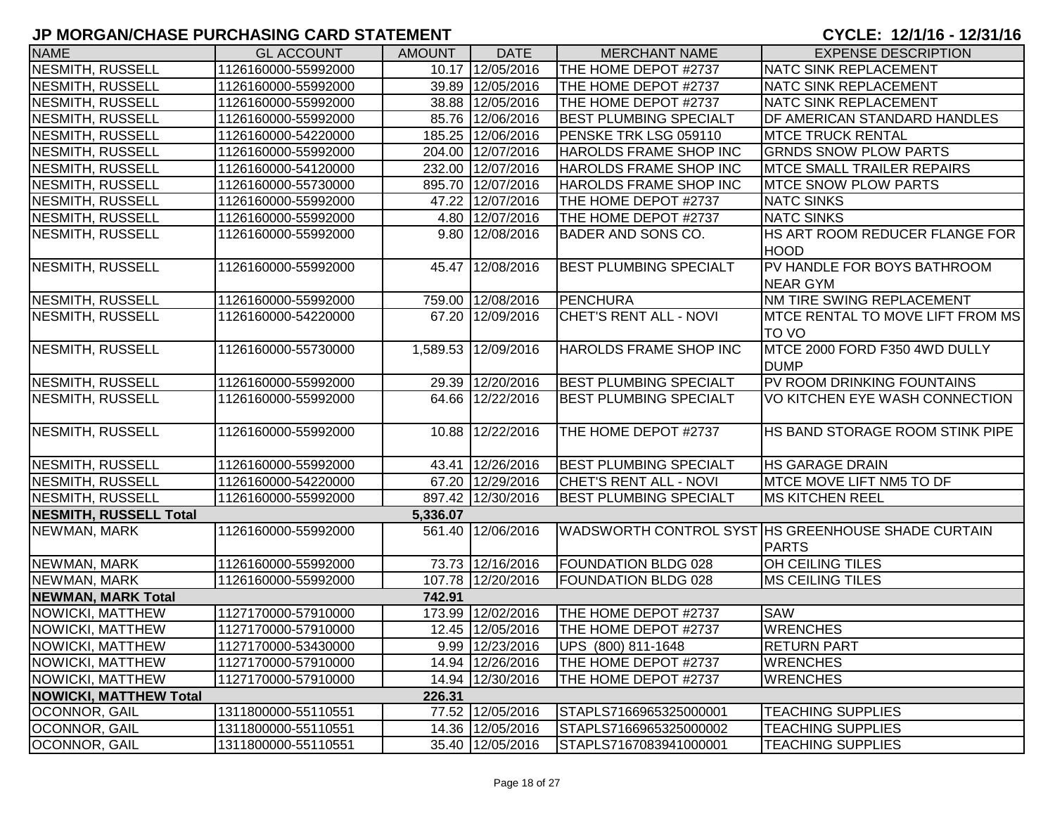# JP MORGAN/CHASE PURCHASING CARD STATEMENT

**CYCLE: 12/1/16 - 12/31/16**

| NAME | GL ACCOUNT | AMOUNT | DATE | MERCHANT NAME | EXPENSE DESCRIPTION |
|---|---|---|---|---|---|
| NESMITH, RUSSELL | 1126160000-55992000 | 10.17 | 12/05/2016 | THE HOME DEPOT #2737 | NATC SINK REPLACEMENT |
| NESMITH, RUSSELL | 1126160000-55992000 | 39.89 | 12/05/2016 | THE HOME DEPOT #2737 | NATC SINK REPLACEMENT |
| NESMITH, RUSSELL | 1126160000-55992000 | 38.88 | 12/05/2016 | THE HOME DEPOT #2737 | NATC SINK REPLACEMENT |
| NESMITH, RUSSELL | 1126160000-55992000 | 85.76 | 12/06/2016 | BEST PLUMBING SPECIALT | DF AMERICAN STANDARD HANDLES |
| NESMITH, RUSSELL | 1126160000-54220000 | 185.25 | 12/06/2016 | PENSKE TRK LSG 059110 | MTCE TRUCK RENTAL |
| NESMITH, RUSSELL | 1126160000-55992000 | 204.00 | 12/07/2016 | HAROLDS FRAME SHOP INC | GRNDS SNOW PLOW PARTS |
| NESMITH, RUSSELL | 1126160000-54120000 | 232.00 | 12/07/2016 | HAROLDS FRAME SHOP INC | MTCE SMALL TRAILER REPAIRS |
| NESMITH, RUSSELL | 1126160000-55730000 | 895.70 | 12/07/2016 | HAROLDS FRAME SHOP INC | MTCE SNOW PLOW PARTS |
| NESMITH, RUSSELL | 1126160000-55992000 | 47.22 | 12/07/2016 | THE HOME DEPOT #2737 | NATC SINKS |
| NESMITH, RUSSELL | 1126160000-55992000 | 4.80 | 12/07/2016 | THE HOME DEPOT #2737 | NATC SINKS |
| NESMITH, RUSSELL | 1126160000-55992000 | 9.80 | 12/08/2016 | BADER AND SONS CO. | HS ART ROOM REDUCER FLANGE FOR HOOD |
| NESMITH, RUSSELL | 1126160000-55992000 | 45.47 | 12/08/2016 | BEST PLUMBING SPECIALT | PV HANDLE FOR BOYS BATHROOM NEAR GYM |
| NESMITH, RUSSELL | 1126160000-55992000 | 759.00 | 12/08/2016 | PENCHURA | NM TIRE SWING REPLACEMENT |
| NESMITH, RUSSELL | 1126160000-54220000 | 67.20 | 12/09/2016 | CHET'S RENT ALL - NOVI | MTCE RENTAL TO MOVE LIFT FROM MS TO VO |
| NESMITH, RUSSELL | 1126160000-55730000 | 1,589.53 | 12/09/2016 | HAROLDS FRAME SHOP INC | MTCE 2000 FORD F350 4WD DULLY DUMP |
| NESMITH, RUSSELL | 1126160000-55992000 | 29.39 | 12/20/2016 | BEST PLUMBING SPECIALT | PV ROOM DRINKING FOUNTAINS |
| NESMITH, RUSSELL | 1126160000-55992000 | 64.66 | 12/22/2016 | BEST PLUMBING SPECIALT | VO KITCHEN EYE WASH CONNECTION |
| NESMITH, RUSSELL | 1126160000-55992000 | 10.88 | 12/22/2016 | THE HOME DEPOT #2737 | HS BAND STORAGE ROOM STINK PIPE |
| NESMITH, RUSSELL | 1126160000-55992000 | 43.41 | 12/26/2016 | BEST PLUMBING SPECIALT | HS GARAGE DRAIN |
| NESMITH, RUSSELL | 1126160000-54220000 | 67.20 | 12/29/2016 | CHET'S RENT ALL - NOVI | MTCE MOVE LIFT NM5 TO DF |
| NESMITH, RUSSELL | 1126160000-55992000 | 897.42 | 12/30/2016 | BEST PLUMBING SPECIALT | MS KITCHEN REEL |
| **NESMITH, RUSSELL Total** | | **5,336.07** | | | |
| NEWMAN, MARK | 1126160000-55992000 | 561.40 | 12/06/2016 | WADSWORTH CONTROL SYST | HS GREENHOUSE SHADE CURTAIN PARTS |
| NEWMAN, MARK | 1126160000-55992000 | 73.73 | 12/16/2016 | FOUNDATION BLDG 028 | OH CEILING TILES |
| NEWMAN, MARK | 1126160000-55992000 | 107.78 | 12/20/2016 | FOUNDATION BLDG 028 | MS CEILING TILES |
| **NEWMAN, MARK Total** | | **742.91** | | | |
| NOWICKI, MATTHEW | 1127170000-57910000 | 173.99 | 12/02/2016 | THE HOME DEPOT #2737 | SAW |
| NOWICKI, MATTHEW | 1127170000-57910000 | 12.45 | 12/05/2016 | THE HOME DEPOT #2737 | WRENCHES |
| NOWICKI, MATTHEW | 1127170000-53430000 | 9.99 | 12/23/2016 | UPS (800) 811-1648 | RETURN PART |
| NOWICKI, MATTHEW | 1127170000-57910000 | 14.94 | 12/26/2016 | THE HOME DEPOT #2737 | WRENCHES |
| NOWICKI, MATTHEW | 1127170000-57910000 | 14.94 | 12/30/2016 | THE HOME DEPOT #2737 | WRENCHES |
| **NOWICKI, MATTHEW Total** | | **226.31** | | | |
| OCONNOR, GAIL | 1311800000-55110551 | 77.52 | 12/05/2016 | STAPLS7166965325000001 | TEACHING SUPPLIES |
| OCONNOR, GAIL | 1311800000-55110551 | 14.36 | 12/05/2016 | STAPLS7166965325000002 | TEACHING SUPPLIES |
| OCONNOR, GAIL | 1311800000-55110551 | 35.40 | 12/05/2016 | STAPLS7167083941000001 | TEACHING SUPPLIES |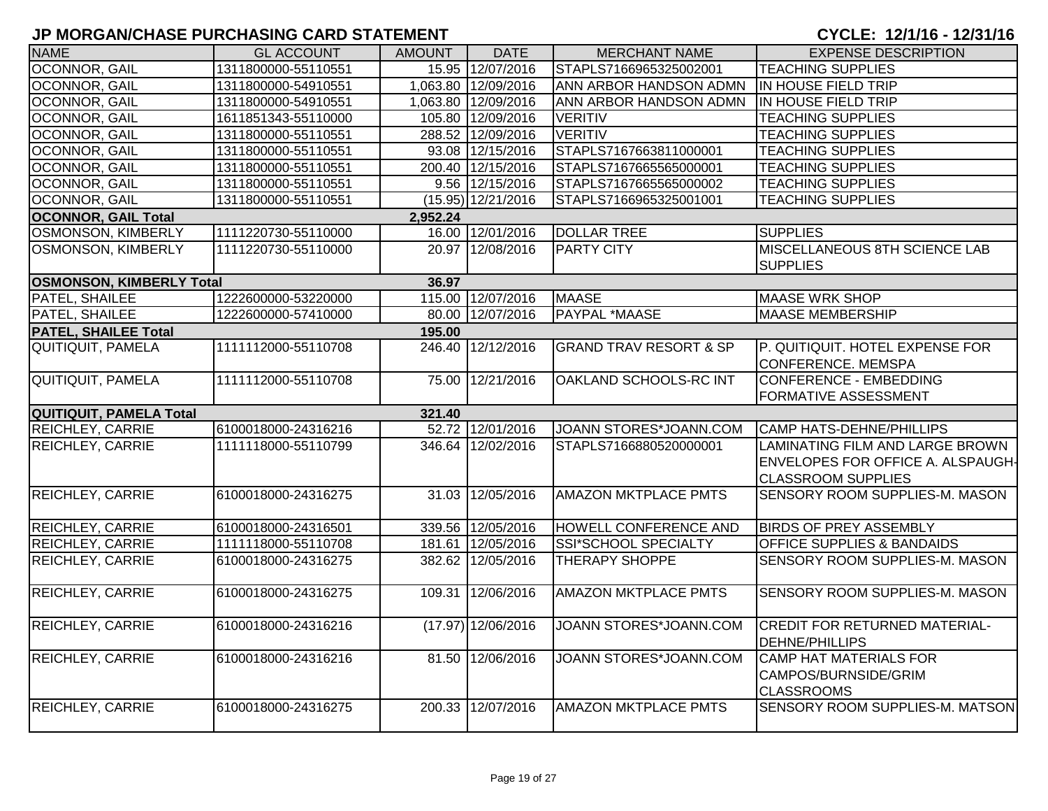# JP MORGAN/CHASE PURCHASING CARD STATEMENT

**CYCLE: 12/1/16 - 12/31/16**

| NAME | GL ACCOUNT | AMOUNT | DATE | MERCHANT NAME | EXPENSE DESCRIPTION |
|---|---|---|---|---|---|
| OCONNOR, GAIL | 1311800000-55110551 | 15.95 | 12/07/2016 | STAPLS7166965325002001 | TEACHING SUPPLIES |
| OCONNOR, GAIL | 1311800000-54910551 | 1,063.80 | 12/09/2016 | ANN ARBOR HANDSON ADMN | IN HOUSE FIELD TRIP |
| OCONNOR, GAIL | 1311800000-54910551 | 1,063.80 | 12/09/2016 | ANN ARBOR HANDSON ADMN | IN HOUSE FIELD TRIP |
| OCONNOR, GAIL | 1611851343-55110000 | 105.80 | 12/09/2016 | VERITIV | TEACHING SUPPLIES |
| OCONNOR, GAIL | 1311800000-55110551 | 288.52 | 12/09/2016 | VERITIV | TEACHING SUPPLIES |
| OCONNOR, GAIL | 1311800000-55110551 | 93.08 | 12/15/2016 | STAPLS7167663811000001 | TEACHING SUPPLIES |
| OCONNOR, GAIL | 1311800000-55110551 | 200.40 | 12/15/2016 | STAPLS7167665565000001 | TEACHING SUPPLIES |
| OCONNOR, GAIL | 1311800000-55110551 | 9.56 | 12/15/2016 | STAPLS7167665565000002 | TEACHING SUPPLIES |
| OCONNOR, GAIL | 1311800000-55110551 | (15.95) | 12/21/2016 | STAPLS7166965325001001 | TEACHING SUPPLIES |
| **OCONNOR, GAIL Total** | | **2,952.24** | | | |
| OSMONSON, KIMBERLY | 1111220730-55110000 | 16.00 | 12/01/2016 | DOLLAR TREE | SUPPLIES |
| OSMONSON, KIMBERLY | 1111220730-55110000 | 20.97 | 12/08/2016 | PARTY CITY | MISCELLANEOUS 8TH SCIENCE LAB SUPPLIES |
| **OSMONSON, KIMBERLY Total** | | **36.97** | | | |
| PATEL, SHAILEE | 1222600000-53220000 | 115.00 | 12/07/2016 | MAASE | MAASE WRK SHOP |
| PATEL, SHAILEE | 1222600000-57410000 | 80.00 | 12/07/2016 | PAYPAL *MAASE | MAASE MEMBERSHIP |
| **PATEL, SHAILEE Total** | | **195.00** | | | |
| QUITIQUIT, PAMELA | 1111112000-55110708 | 246.40 | 12/12/2016 | GRAND TRAV RESORT & SP | P. QUITIQUIT. HOTEL EXPENSE FOR CONFERENCE. MEMSPA |
| QUITIQUIT, PAMELA | 1111112000-55110708 | 75.00 | 12/21/2016 | OAKLAND SCHOOLS-RC INT | CONFERENCE - EMBEDDING FORMATIVE ASSESSMENT |
| **QUITIQUIT, PAMELA Total** | | **321.40** | | | |
| REICHLEY, CARRIE | 6100018000-24316216 | 52.72 | 12/01/2016 | JOANN STORES*JOANN.COM | CAMP HATS-DEHNE/PHILLIPS |
| REICHLEY, CARRIE | 1111118000-55110799 | 346.64 | 12/02/2016 | STAPLS7166880520000001 | LAMINATING FILM AND LARGE BROWN ENVELOPES FOR OFFICE A. ALSPAUGH-CLASSROOM SUPPLIES |
| REICHLEY, CARRIE | 6100018000-24316275 | 31.03 | 12/05/2016 | AMAZON MKTPLACE PMTS | SENSORY ROOM SUPPLIES-M. MASON |
| REICHLEY, CARRIE | 6100018000-24316501 | 339.56 | 12/05/2016 | HOWELL CONFERENCE AND | BIRDS OF PREY ASSEMBLY |
| REICHLEY, CARRIE | 1111118000-55110708 | 181.61 | 12/05/2016 | SSI*SCHOOL SPECIALTY | OFFICE SUPPLIES & BANDAIDS |
| REICHLEY, CARRIE | 6100018000-24316275 | 382.62 | 12/05/2016 | THERAPY SHOPPE | SENSORY ROOM SUPPLIES-M. MASON |
| REICHLEY, CARRIE | 6100018000-24316275 | 109.31 | 12/06/2016 | AMAZON MKTPLACE PMTS | SENSORY ROOM SUPPLIES-M. MASON |
| REICHLEY, CARRIE | 6100018000-24316216 | (17.97) | 12/06/2016 | JOANN STORES*JOANN.COM | CREDIT FOR RETURNED MATERIAL-DEHNE/PHILLIPS |
| REICHLEY, CARRIE | 6100018000-24316216 | 81.50 | 12/06/2016 | JOANN STORES*JOANN.COM | CAMP HAT MATERIALS FOR CAMPOS/BURNSIDE/GRIM CLASSROOMS |
| REICHLEY, CARRIE | 6100018000-24316275 | 200.33 | 12/07/2016 | AMAZON MKTPLACE PMTS | SENSORY ROOM SUPPLIES-M. MATSON |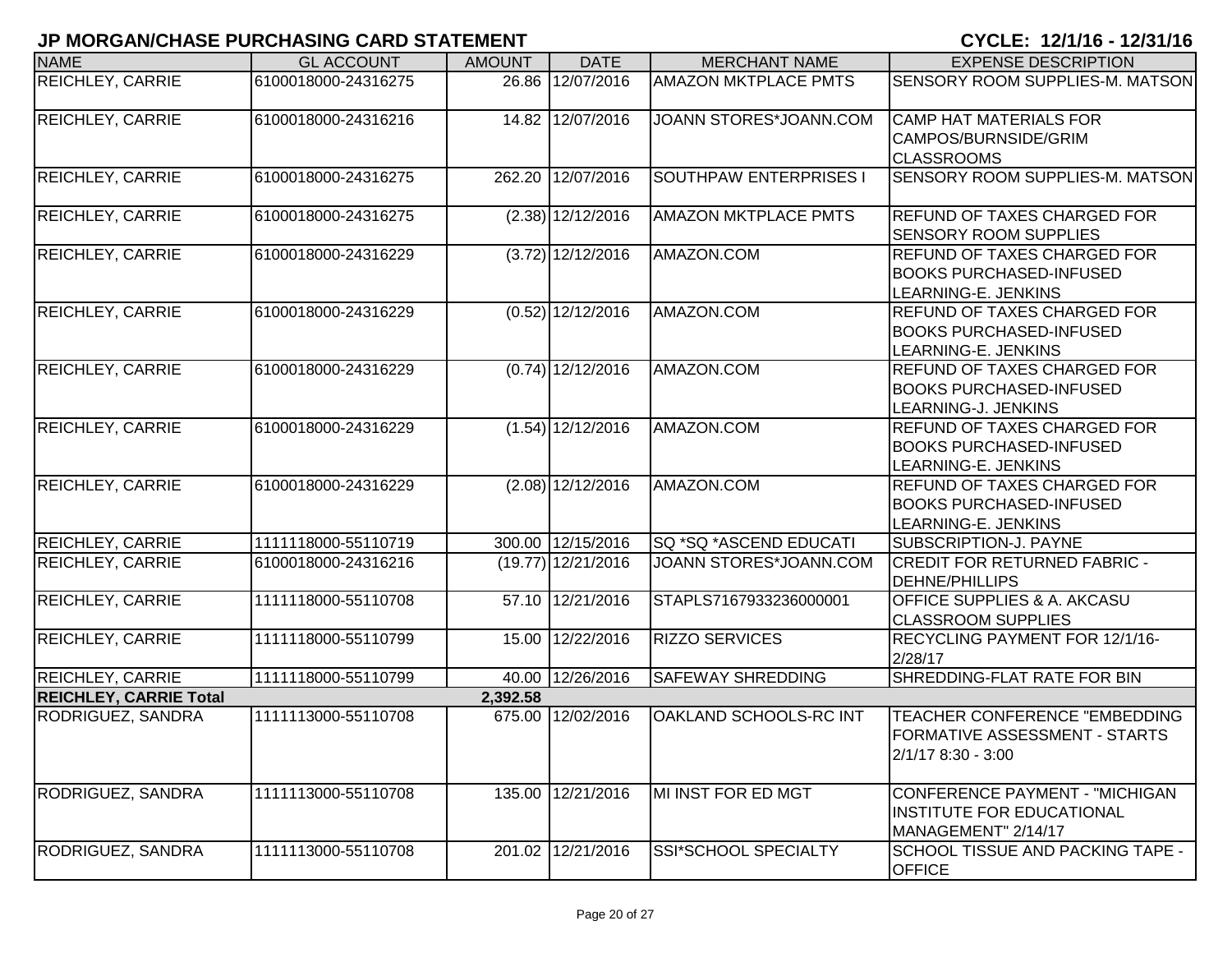# JP MORGAN/CHASE PURCHASING CARD STATEMENT

**CYCLE: 12/1/16 - 12/31/16**

| NAME | GL ACCOUNT | AMOUNT | DATE | MERCHANT NAME | EXPENSE DESCRIPTION |
|---|---|---|---|---|---|
| REICHLEY, CARRIE | 6100018000-24316275 | 26.86 | 12/07/2016 | AMAZON MKTPLACE PMTS | SENSORY ROOM SUPPLIES-M. MATSON |
| REICHLEY, CARRIE | 6100018000-24316216 | 14.82 | 12/07/2016 | JOANN STORES*JOANN.COM | CAMP HAT MATERIALS FOR CAMPOS/BURNSIDE/GRIM CLASSROOMS |
| REICHLEY, CARRIE | 6100018000-24316275 | 262.20 | 12/07/2016 | SOUTHPAW ENTERPRISES I | SENSORY ROOM SUPPLIES-M. MATSON |
| REICHLEY, CARRIE | 6100018000-24316275 | (2.38) | 12/12/2016 | AMAZON MKTPLACE PMTS | REFUND OF TAXES CHARGED FOR SENSORY ROOM SUPPLIES |
| REICHLEY, CARRIE | 6100018000-24316229 | (3.72) | 12/12/2016 | AMAZON.COM | REFUND OF TAXES CHARGED FOR BOOKS PURCHASED-INFUSED LEARNING-E. JENKINS |
| REICHLEY, CARRIE | 6100018000-24316229 | (0.52) | 12/12/2016 | AMAZON.COM | REFUND OF TAXES CHARGED FOR BOOKS PURCHASED-INFUSED LEARNING-E. JENKINS |
| REICHLEY, CARRIE | 6100018000-24316229 | (0.74) | 12/12/2016 | AMAZON.COM | REFUND OF TAXES CHARGED FOR BOOKS PURCHASED-INFUSED LEARNING-J. JENKINS |
| REICHLEY, CARRIE | 6100018000-24316229 | (1.54) | 12/12/2016 | AMAZON.COM | REFUND OF TAXES CHARGED FOR BOOKS PURCHASED-INFUSED LEARNING-E. JENKINS |
| REICHLEY, CARRIE | 6100018000-24316229 | (2.08) | 12/12/2016 | AMAZON.COM | REFUND OF TAXES CHARGED FOR BOOKS PURCHASED-INFUSED LEARNING-E. JENKINS |
| REICHLEY, CARRIE | 1111118000-55110719 | 300.00 | 12/15/2016 | SQ *SQ *ASCEND EDUCATI | SUBSCRIPTION-J. PAYNE |
| REICHLEY, CARRIE | 6100018000-24316216 | (19.77) | 12/21/2016 | JOANN STORES*JOANN.COM | CREDIT FOR RETURNED FABRIC - DEHNE/PHILLIPS |
| REICHLEY, CARRIE | 1111118000-55110708 | 57.10 | 12/21/2016 | STAPLS7167933236000001 | OFFICE SUPPLIES & A. AKCASU CLASSROOM SUPPLIES |
| REICHLEY, CARRIE | 1111118000-55110799 | 15.00 | 12/22/2016 | RIZZO SERVICES | RECYCLING PAYMENT FOR 12/1/16-2/28/17 |
| REICHLEY, CARRIE | 1111118000-55110799 | 40.00 | 12/26/2016 | SAFEWAY SHREDDING | SHREDDING-FLAT RATE FOR BIN |
| **REICHLEY, CARRIE Total** | | **2,392.58** | | | |
| RODRIGUEZ, SANDRA | 1111113000-55110708 | 675.00 | 12/02/2016 | OAKLAND SCHOOLS-RC INT | TEACHER CONFERENCE "EMBEDDING FORMATIVE ASSESSMENT - STARTS 2/1/17 8:30 - 3:00 |
| RODRIGUEZ, SANDRA | 1111113000-55110708 | 135.00 | 12/21/2016 | MI INST FOR ED MGT | CONFERENCE PAYMENT - "MICHIGAN INSTITUTE FOR EDUCATIONAL MANAGEMENT" 2/14/17 |
| RODRIGUEZ, SANDRA | 1111113000-55110708 | 201.02 | 12/21/2016 | SSI*SCHOOL SPECIALTY | SCHOOL TISSUE AND PACKING TAPE - OFFICE |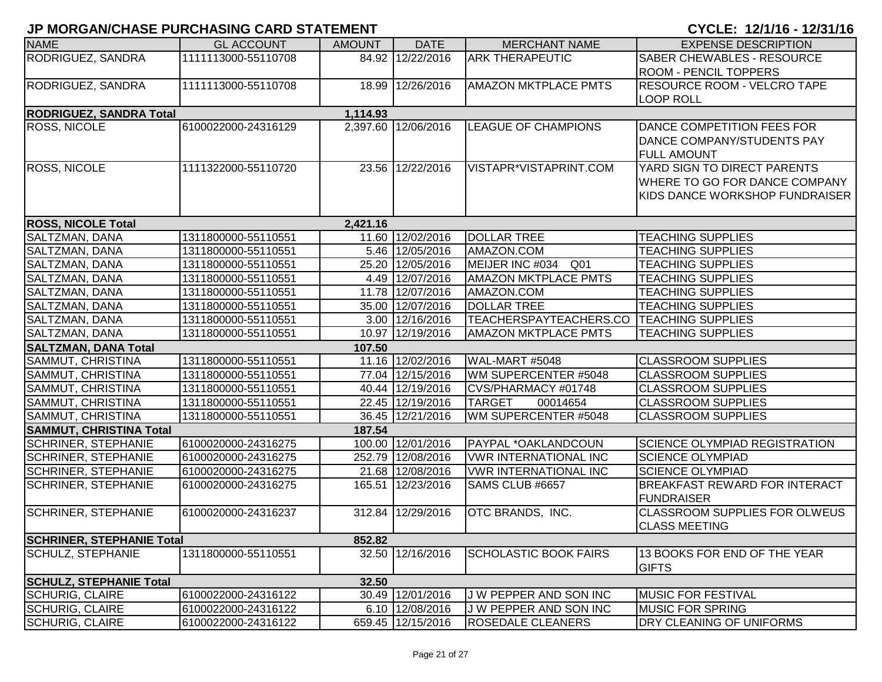# JP MORGAN/CHASE PURCHASING CARD STATEMENT

**CYCLE: 12/1/16 - 12/31/16**

| NAME | GL ACCOUNT | AMOUNT | DATE | MERCHANT NAME | EXPENSE DESCRIPTION |
|---|---|---|---|---|---|
| RODRIGUEZ, SANDRA | 1111113000-55110708 | 84.92 | 12/22/2016 | ARK THERAPEUTIC | SABER CHEWABLES - RESOURCE ROOM - PENCIL TOPPERS |
| RODRIGUEZ, SANDRA | 1111113000-55110708 | 18.99 | 12/26/2016 | AMAZON MKTPLACE PMTS | RESOURCE ROOM - VELCRO TAPE LOOP ROLL |
| **RODRIGUEZ, SANDRA Total** | | **1,114.93** | | | |
| ROSS, NICOLE | 6100022000-24316129 | 2,397.60 | 12/06/2016 | LEAGUE OF CHAMPIONS | DANCE COMPETITION FEES FOR DANCE COMPANY/STUDENTS PAY FULL AMOUNT |
| ROSS, NICOLE | 1111322000-55110720 | 23.56 | 12/22/2016 | VISTAPR*VISTAPRINT.COM | YARD SIGN TO DIRECT PARENTS WHERE TO GO FOR DANCE COMPANY KIDS DANCE WORKSHOP FUNDRAISER |
| **ROSS, NICOLE Total** | | **2,421.16** | | | |
| SALTZMAN, DANA | 1311800000-55110551 | 11.60 | 12/02/2016 | DOLLAR TREE | TEACHING SUPPLIES |
| SALTZMAN, DANA | 1311800000-55110551 | 5.46 | 12/05/2016 | AMAZON.COM | TEACHING SUPPLIES |
| SALTZMAN, DANA | 1311800000-55110551 | 25.20 | 12/05/2016 | MEIJER INC #034 Q01 | TEACHING SUPPLIES |
| SALTZMAN, DANA | 1311800000-55110551 | 4.49 | 12/07/2016 | AMAZON MKTPLACE PMTS | TEACHING SUPPLIES |
| SALTZMAN, DANA | 1311800000-55110551 | 11.78 | 12/07/2016 | AMAZON.COM | TEACHING SUPPLIES |
| SALTZMAN, DANA | 1311800000-55110551 | 35.00 | 12/07/2016 | DOLLAR TREE | TEACHING SUPPLIES |
| SALTZMAN, DANA | 1311800000-55110551 | 3.00 | 12/16/2016 | TEACHERSPAYTEACHERS.CO | TEACHING SUPPLIES |
| SALTZMAN, DANA | 1311800000-55110551 | 10.97 | 12/19/2016 | AMAZON MKTPLACE PMTS | TEACHING SUPPLIES |
| **SALTZMAN, DANA Total** | | **107.50** | | | |
| SAMMUT, CHRISTINA | 1311800000-55110551 | 11.16 | 12/02/2016 | WAL-MART #5048 | CLASSROOM SUPPLIES |
| SAMMUT, CHRISTINA | 1311800000-55110551 | 77.04 | 12/15/2016 | WM SUPERCENTER #5048 | CLASSROOM SUPPLIES |
| SAMMUT, CHRISTINA | 1311800000-55110551 | 40.44 | 12/19/2016 | CVS/PHARMACY #01748 | CLASSROOM SUPPLIES |
| SAMMUT, CHRISTINA | 1311800000-55110551 | 22.45 | 12/19/2016 | TARGET 00014654 | CLASSROOM SUPPLIES |
| SAMMUT, CHRISTINA | 1311800000-55110551 | 36.45 | 12/21/2016 | WM SUPERCENTER #5048 | CLASSROOM SUPPLIES |
| **SAMMUT, CHRISTINA Total** | | **187.54** | | | |
| SCHRINER, STEPHANIE | 6100020000-24316275 | 100.00 | 12/01/2016 | PAYPAL *OAKLANDCOUN | SCIENCE OLYMPIAD REGISTRATION |
| SCHRINER, STEPHANIE | 6100020000-24316275 | 252.79 | 12/08/2016 | VWR INTERNATIONAL INC | SCIENCE OLYMPIAD |
| SCHRINER, STEPHANIE | 6100020000-24316275 | 21.68 | 12/08/2016 | VWR INTERNATIONAL INC | SCIENCE OLYMPIAD |
| SCHRINER, STEPHANIE | 6100020000-24316275 | 165.51 | 12/23/2016 | SAMS CLUB #6657 | BREAKFAST REWARD FOR INTERACT FUNDRAISER |
| SCHRINER, STEPHANIE | 6100020000-24316237 | 312.84 | 12/29/2016 | OTC BRANDS, INC. | CLASSROOM SUPPLIES FOR OLWEUS CLASS MEETING |
| **SCHRINER, STEPHANIE Total** | | **852.82** | | | |
| SCHULZ, STEPHANIE | 1311800000-55110551 | 32.50 | 12/16/2016 | SCHOLASTIC BOOK FAIRS | 13 BOOKS FOR END OF THE YEAR GIFTS |
| **SCHULZ, STEPHANIE Total** | | **32.50** | | | |
| SCHURIG, CLAIRE | 6100022000-24316122 | 30.49 | 12/01/2016 | J W PEPPER AND SON INC | MUSIC FOR FESTIVAL |
| SCHURIG, CLAIRE | 6100022000-24316122 | 6.10 | 12/08/2016 | J W PEPPER AND SON INC | MUSIC FOR SPRING |
| SCHURIG, CLAIRE | 6100022000-24316122 | 659.45 | 12/15/2016 | ROSEDALE CLEANERS | DRY CLEANING OF UNIFORMS |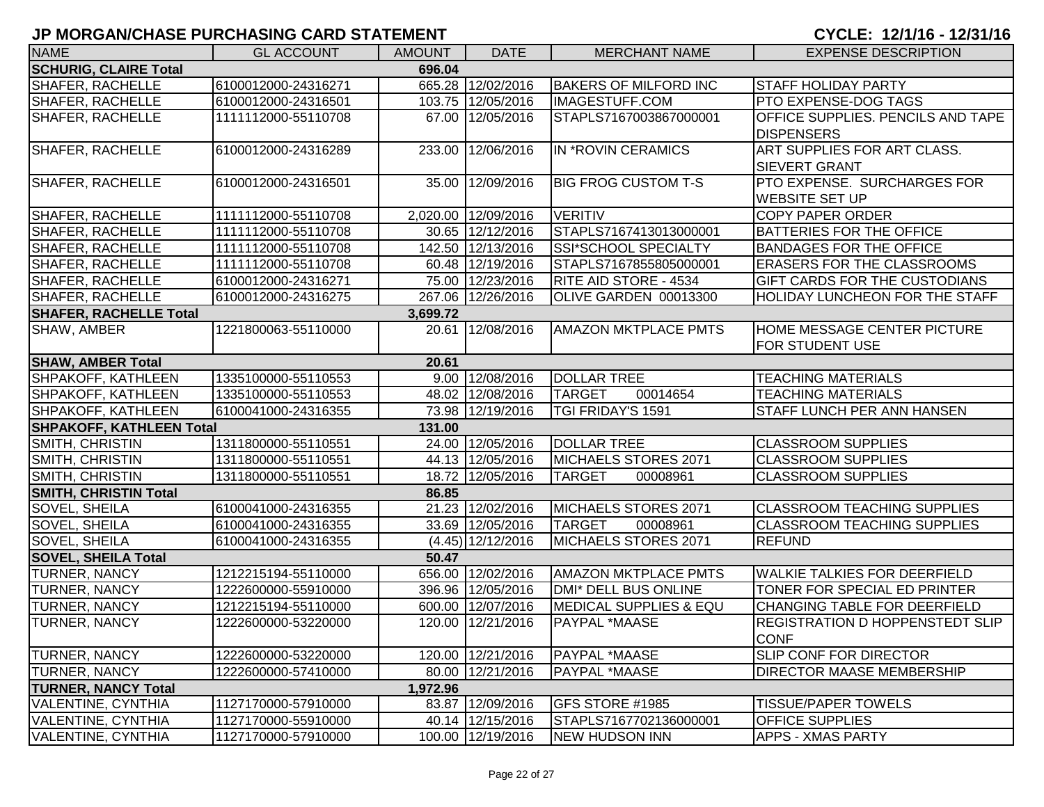## JP MORGAN/CHASE PURCHASING CARD STATEMENT

**CYCLE: 12/1/16 - 12/31/16**

| NAME | GL ACCOUNT | AMOUNT | DATE | MERCHANT NAME | EXPENSE DESCRIPTION |
|---|---|---|---|---|---|
| **SCHURIG, CLAIRE Total** | | **696.04** | | | |
| SHAFER, RACHELLE | 6100012000-24316271 | 665.28 | 12/02/2016 | BAKERS OF MILFORD INC | STAFF HOLIDAY PARTY |
| SHAFER, RACHELLE | 6100012000-24316501 | 103.75 | 12/05/2016 | IMAGESTUFF.COM | PTO EXPENSE-DOG TAGS |
| SHAFER, RACHELLE | 1111112000-55110708 | 67.00 | 12/05/2016 | STAPLS7167003867000001 | OFFICE SUPPLIES. PENCILS AND TAPE DISPENSERS |
| SHAFER, RACHELLE | 6100012000-24316289 | 233.00 | 12/06/2016 | IN *ROVIN CERAMICS | ART SUPPLIES FOR ART CLASS. SIEVERT GRANT |
| SHAFER, RACHELLE | 6100012000-24316501 | 35.00 | 12/09/2016 | BIG FROG CUSTOM T-S | PTO EXPENSE. SURCHARGES FOR WEBSITE SET UP |
| SHAFER, RACHELLE | 1111112000-55110708 | 2,020.00 | 12/09/2016 | VERITIV | COPY PAPER ORDER |
| SHAFER, RACHELLE | 1111112000-55110708 | 30.65 | 12/12/2016 | STAPLS7167413013000001 | BATTERIES FOR THE OFFICE |
| SHAFER, RACHELLE | 1111112000-55110708 | 142.50 | 12/13/2016 | SSI*SCHOOL SPECIALTY | BANDAGES FOR THE OFFICE |
| SHAFER, RACHELLE | 1111112000-55110708 | 60.48 | 12/19/2016 | STAPLS7167855805000001 | ERASERS FOR THE CLASSROOMS |
| SHAFER, RACHELLE | 6100012000-24316271 | 75.00 | 12/23/2016 | RITE AID STORE - 4534 | GIFT CARDS FOR THE CUSTODIANS |
| SHAFER, RACHELLE | 6100012000-24316275 | 267.06 | 12/26/2016 | OLIVE GARDEN 00013300 | HOLIDAY LUNCHEON FOR THE STAFF |
| **SHAFER, RACHELLE Total** | | **3,699.72** | | | |
| SHAW, AMBER | 1221800063-55110000 | 20.61 | 12/08/2016 | AMAZON MKTPLACE PMTS | HOME MESSAGE CENTER PICTURE FOR STUDENT USE |
| **SHAW, AMBER Total** | | **20.61** | | | |
| SHPAKOFF, KATHLEEN | 1335100000-55110553 | 9.00 | 12/08/2016 | DOLLAR TREE | TEACHING MATERIALS |
| SHPAKOFF, KATHLEEN | 1335100000-55110553 | 48.02 | 12/08/2016 | TARGET 00014654 | TEACHING MATERIALS |
| SHPAKOFF, KATHLEEN | 6100041000-24316355 | 73.98 | 12/19/2016 | TGI FRIDAY'S 1591 | STAFF LUNCH PER ANN HANSEN |
| **SHPAKOFF, KATHLEEN Total** | | **131.00** | | | |
| SMITH, CHRISTIN | 1311800000-55110551 | 24.00 | 12/05/2016 | DOLLAR TREE | CLASSROOM SUPPLIES |
| SMITH, CHRISTIN | 1311800000-55110551 | 44.13 | 12/05/2016 | MICHAELS STORES 2071 | CLASSROOM SUPPLIES |
| SMITH, CHRISTIN | 1311800000-55110551 | 18.72 | 12/05/2016 | TARGET 00008961 | CLASSROOM SUPPLIES |
| **SMITH, CHRISTIN Total** | | **86.85** | | | |
| SOVEL, SHEILA | 6100041000-24316355 | 21.23 | 12/02/2016 | MICHAELS STORES 2071 | CLASSROOM TEACHING SUPPLIES |
| SOVEL, SHEILA | 6100041000-24316355 | 33.69 | 12/05/2016 | TARGET 00008961 | CLASSROOM TEACHING SUPPLIES |
| SOVEL, SHEILA | 6100041000-24316355 | (4.45) | 12/12/2016 | MICHAELS STORES 2071 | REFUND |
| **SOVEL, SHEILA Total** | | **50.47** | | | |
| TURNER, NANCY | 1212215194-55110000 | 656.00 | 12/02/2016 | AMAZON MKTPLACE PMTS | WALKIE TALKIES FOR DEERFIELD |
| TURNER, NANCY | 1222600000-55910000 | 396.96 | 12/05/2016 | DMI* DELL BUS ONLINE | TONER FOR SPECIAL ED PRINTER |
| TURNER, NANCY | 1212215194-55110000 | 600.00 | 12/07/2016 | MEDICAL SUPPLIES & EQU | CHANGING TABLE FOR DEERFIELD |
| TURNER, NANCY | 1222600000-53220000 | 120.00 | 12/21/2016 | PAYPAL *MAASE | REGISTRATION D HOPPENSTEDT SLIP CONF |
| TURNER, NANCY | 1222600000-53220000 | 120.00 | 12/21/2016 | PAYPAL *MAASE | SLIP CONF FOR DIRECTOR |
| TURNER, NANCY | 1222600000-57410000 | 80.00 | 12/21/2016 | PAYPAL *MAASE | DIRECTOR MAASE MEMBERSHIP |
| **TURNER, NANCY Total** | | **1,972.96** | | | |
| VALENTINE, CYNTHIA | 1127170000-57910000 | 83.87 | 12/09/2016 | GFS STORE #1985 | TISSUE/PAPER TOWELS |
| VALENTINE, CYNTHIA | 1127170000-55910000 | 40.14 | 12/15/2016 | STAPLS7167702136000001 | OFFICE SUPPLIES |
| VALENTINE, CYNTHIA | 1127170000-57910000 | 100.00 | 12/19/2016 | NEW HUDSON INN | APPS - XMAS PARTY |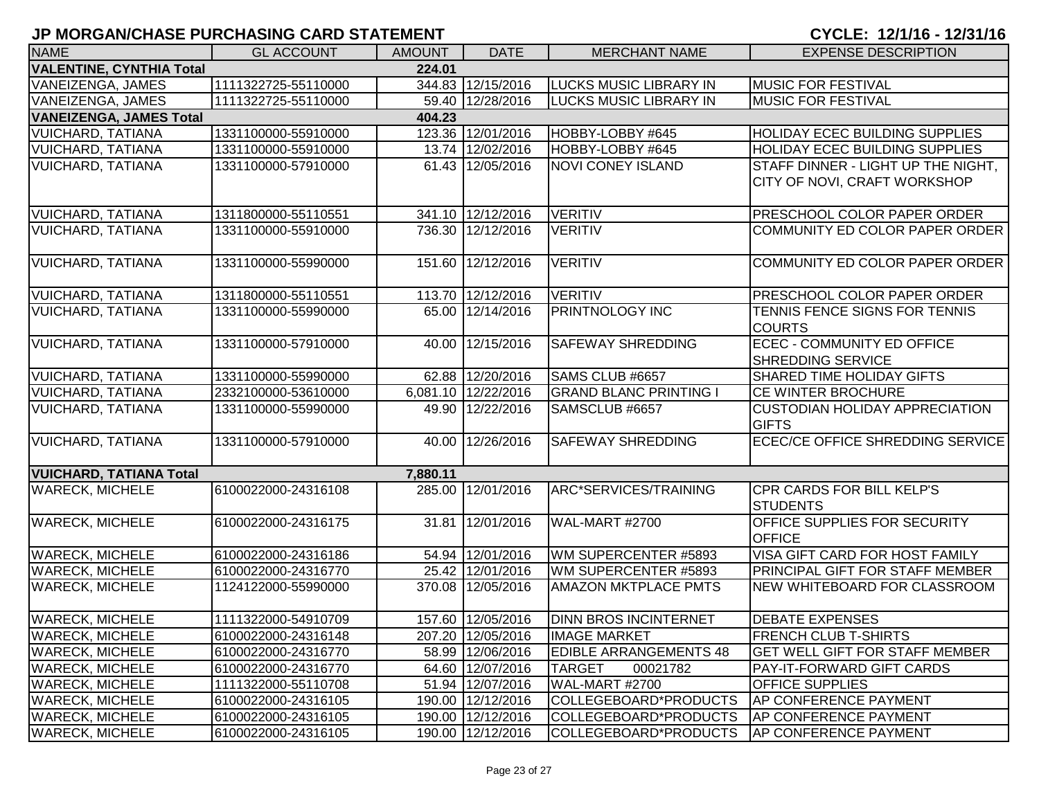## JP MORGAN/CHASE PURCHASING CARD STATEMENT

**CYCLE: 12/1/16 - 12/31/16**

| NAME | GL ACCOUNT | AMOUNT | DATE | MERCHANT NAME | EXPENSE DESCRIPTION |
|---|---|---|---|---|---|
| **VALENTINE, CYNTHIA Total** | | **224.01** | | | |
| VANEIZENGA, JAMES | 1111322725-55110000 | 344.83 | 12/15/2016 | LUCKS MUSIC LIBRARY IN | MUSIC FOR FESTIVAL |
| VANEIZENGA, JAMES | 1111322725-55110000 | 59.40 | 12/28/2016 | LUCKS MUSIC LIBRARY IN | MUSIC FOR FESTIVAL |
| **VANEIZENGA, JAMES Total** | | **404.23** | | | |
| VUICHARD, TATIANA | 1331100000-55910000 | 123.36 | 12/01/2016 | HOBBY-LOBBY #645 | HOLIDAY ECEC BUILDING SUPPLIES |
| VUICHARD, TATIANA | 1331100000-55910000 | 13.74 | 12/02/2016 | HOBBY-LOBBY #645 | HOLIDAY ECEC BUILDING SUPPLIES |
| VUICHARD, TATIANA | 1331100000-57910000 | 61.43 | 12/05/2016 | NOVI CONEY ISLAND | STAFF DINNER - LIGHT UP THE NIGHT, CITY OF NOVI, CRAFT WORKSHOP |
| VUICHARD, TATIANA | 1311800000-55110551 | 341.10 | 12/12/2016 | VERITIV | PRESCHOOL COLOR PAPER ORDER |
| VUICHARD, TATIANA | 1331100000-55910000 | 736.30 | 12/12/2016 | VERITIV | COMMUNITY ED COLOR PAPER ORDER |
| VUICHARD, TATIANA | 1331100000-55990000 | 151.60 | 12/12/2016 | VERITIV | COMMUNITY ED COLOR PAPER ORDER |
| VUICHARD, TATIANA | 1311800000-55110551 | 113.70 | 12/12/2016 | VERITIV | PRESCHOOL COLOR PAPER ORDER |
| VUICHARD, TATIANA | 1331100000-55990000 | 65.00 | 12/14/2016 | PRINTNOLOGY INC | TENNIS FENCE SIGNS FOR TENNIS COURTS |
| VUICHARD, TATIANA | 1331100000-57910000 | 40.00 | 12/15/2016 | SAFEWAY SHREDDING | ECEC - COMMUNITY ED OFFICE SHREDDING SERVICE |
| VUICHARD, TATIANA | 1331100000-55990000 | 62.88 | 12/20/2016 | SAMS CLUB #6657 | SHARED TIME HOLIDAY GIFTS |
| VUICHARD, TATIANA | 2332100000-53610000 | 6,081.10 | 12/22/2016 | GRAND BLANC PRINTING I | CE WINTER BROCHURE |
| VUICHARD, TATIANA | 1331100000-55990000 | 49.90 | 12/22/2016 | SAMSCLUB #6657 | CUSTODIAN HOLIDAY APPRECIATION GIFTS |
| VUICHARD, TATIANA | 1331100000-57910000 | 40.00 | 12/26/2016 | SAFEWAY SHREDDING | ECEC/CE OFFICE SHREDDING SERVICE |
| **VUICHARD, TATIANA Total** | | **7,880.11** | | | |
| WARECK, MICHELE | 6100022000-24316108 | 285.00 | 12/01/2016 | ARC*SERVICES/TRAINING | CPR CARDS FOR BILL KELP'S STUDENTS |
| WARECK, MICHELE | 6100022000-24316175 | 31.81 | 12/01/2016 | WAL-MART #2700 | OFFICE SUPPLIES FOR SECURITY OFFICE |
| WARECK, MICHELE | 6100022000-24316186 | 54.94 | 12/01/2016 | WM SUPERCENTER #5893 | VISA GIFT CARD FOR HOST FAMILY |
| WARECK, MICHELE | 6100022000-24316770 | 25.42 | 12/01/2016 | WM SUPERCENTER #5893 | PRINCIPAL GIFT FOR STAFF MEMBER |
| WARECK, MICHELE | 1124122000-55990000 | 370.08 | 12/05/2016 | AMAZON MKTPLACE PMTS | NEW WHITEBOARD FOR CLASSROOM |
| WARECK, MICHELE | 1111322000-54910709 | 157.60 | 12/05/2016 | DINN BROS INCINTERNET | DEBATE EXPENSES |
| WARECK, MICHELE | 6100022000-24316148 | 207.20 | 12/05/2016 | IMAGE MARKET | FRENCH CLUB T-SHIRTS |
| WARECK, MICHELE | 6100022000-24316770 | 58.99 | 12/06/2016 | EDIBLE ARRANGEMENTS 48 | GET WELL GIFT FOR STAFF MEMBER |
| WARECK, MICHELE | 6100022000-24316770 | 64.60 | 12/07/2016 | TARGET 00021782 | PAY-IT-FORWARD GIFT CARDS |
| WARECK, MICHELE | 1111322000-55110708 | 51.94 | 12/07/2016 | WAL-MART #2700 | OFFICE SUPPLIES |
| WARECK, MICHELE | 6100022000-24316105 | 190.00 | 12/12/2016 | COLLEGEBOARD*PRODUCTS | AP CONFERENCE PAYMENT |
| WARECK, MICHELE | 6100022000-24316105 | 190.00 | 12/12/2016 | COLLEGEBOARD*PRODUCTS | AP CONFERENCE PAYMENT |
| WARECK, MICHELE | 6100022000-24316105 | 190.00 | 12/12/2016 | COLLEGEBOARD*PRODUCTS | AP CONFERENCE PAYMENT |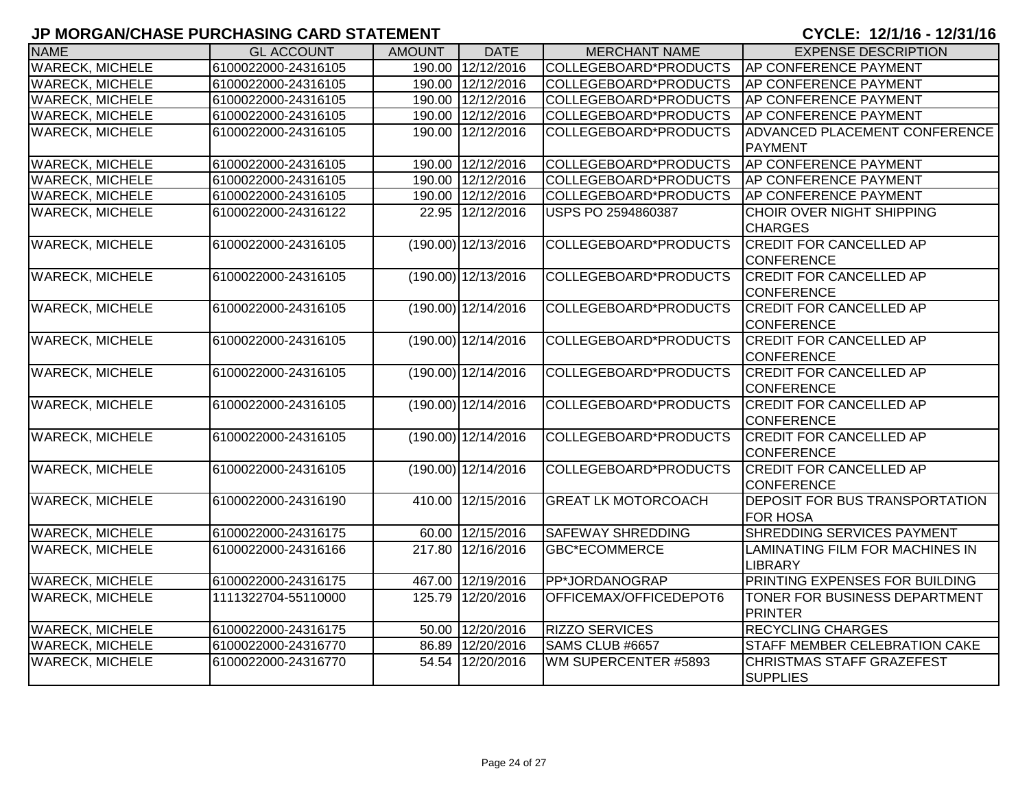## JP MORGAN/CHASE PURCHASING CARD STATEMENT

**CYCLE: 12/1/16 - 12/31/16**

| NAME | GL ACCOUNT | AMOUNT | DATE | MERCHANT NAME | EXPENSE DESCRIPTION |
|---|---|---|---|---|---|
| WARECK, MICHELE | 6100022000-24316105 | 190.00 | 12/12/2016 | COLLEGEBOARD*PRODUCTS | AP CONFERENCE PAYMENT |
| WARECK, MICHELE | 6100022000-24316105 | 190.00 | 12/12/2016 | COLLEGEBOARD*PRODUCTS | AP CONFERENCE PAYMENT |
| WARECK, MICHELE | 6100022000-24316105 | 190.00 | 12/12/2016 | COLLEGEBOARD*PRODUCTS | AP CONFERENCE PAYMENT |
| WARECK, MICHELE | 6100022000-24316105 | 190.00 | 12/12/2016 | COLLEGEBOARD*PRODUCTS | AP CONFERENCE PAYMENT |
| WARECK, MICHELE | 6100022000-24316105 | 190.00 | 12/12/2016 | COLLEGEBOARD*PRODUCTS | ADVANCED PLACEMENT CONFERENCE PAYMENT |
| WARECK, MICHELE | 6100022000-24316105 | 190.00 | 12/12/2016 | COLLEGEBOARD*PRODUCTS | AP CONFERENCE PAYMENT |
| WARECK, MICHELE | 6100022000-24316105 | 190.00 | 12/12/2016 | COLLEGEBOARD*PRODUCTS | AP CONFERENCE PAYMENT |
| WARECK, MICHELE | 6100022000-24316105 | 190.00 | 12/12/2016 | COLLEGEBOARD*PRODUCTS | AP CONFERENCE PAYMENT |
| WARECK, MICHELE | 6100022000-24316122 | 22.95 | 12/12/2016 | USPS PO 2594860387 | CHOIR OVER NIGHT SHIPPING CHARGES |
| WARECK, MICHELE | 6100022000-24316105 | (190.00) | 12/13/2016 | COLLEGEBOARD*PRODUCTS | CREDIT FOR CANCELLED AP CONFERENCE |
| WARECK, MICHELE | 6100022000-24316105 | (190.00) | 12/13/2016 | COLLEGEBOARD*PRODUCTS | CREDIT FOR CANCELLED AP CONFERENCE |
| WARECK, MICHELE | 6100022000-24316105 | (190.00) | 12/14/2016 | COLLEGEBOARD*PRODUCTS | CREDIT FOR CANCELLED AP CONFERENCE |
| WARECK, MICHELE | 6100022000-24316105 | (190.00) | 12/14/2016 | COLLEGEBOARD*PRODUCTS | CREDIT FOR CANCELLED AP CONFERENCE |
| WARECK, MICHELE | 6100022000-24316105 | (190.00) | 12/14/2016 | COLLEGEBOARD*PRODUCTS | CREDIT FOR CANCELLED AP CONFERENCE |
| WARECK, MICHELE | 6100022000-24316105 | (190.00) | 12/14/2016 | COLLEGEBOARD*PRODUCTS | CREDIT FOR CANCELLED AP CONFERENCE |
| WARECK, MICHELE | 6100022000-24316105 | (190.00) | 12/14/2016 | COLLEGEBOARD*PRODUCTS | CREDIT FOR CANCELLED AP CONFERENCE |
| WARECK, MICHELE | 6100022000-24316105 | (190.00) | 12/14/2016 | COLLEGEBOARD*PRODUCTS | CREDIT FOR CANCELLED AP CONFERENCE |
| WARECK, MICHELE | 6100022000-24316190 | 410.00 | 12/15/2016 | GREAT LK MOTORCOACH | DEPOSIT FOR BUS TRANSPORTATION FOR HOSA |
| WARECK, MICHELE | 6100022000-24316175 | 60.00 | 12/15/2016 | SAFEWAY SHREDDING | SHREDDING SERVICES PAYMENT |
| WARECK, MICHELE | 6100022000-24316166 | 217.80 | 12/16/2016 | GBC*ECOMMERCE | LAMINATING FILM FOR MACHINES IN LIBRARY |
| WARECK, MICHELE | 6100022000-24316175 | 467.00 | 12/19/2016 | PP*JORDANOGRAP | PRINTING EXPENSES FOR BUILDING |
| WARECK, MICHELE | 1111322704-55110000 | 125.79 | 12/20/2016 | OFFICEMAX/OFFICEDEPOT6 | TONER FOR BUSINESS DEPARTMENT PRINTER |
| WARECK, MICHELE | 6100022000-24316175 | 50.00 | 12/20/2016 | RIZZO SERVICES | RECYCLING CHARGES |
| WARECK, MICHELE | 6100022000-24316770 | 86.89 | 12/20/2016 | SAMS CLUB #6657 | STAFF MEMBER CELEBRATION CAKE |
| WARECK, MICHELE | 6100022000-24316770 | 54.54 | 12/20/2016 | WM SUPERCENTER #5893 | CHRISTMAS STAFF GRAZEFEST SUPPLIES |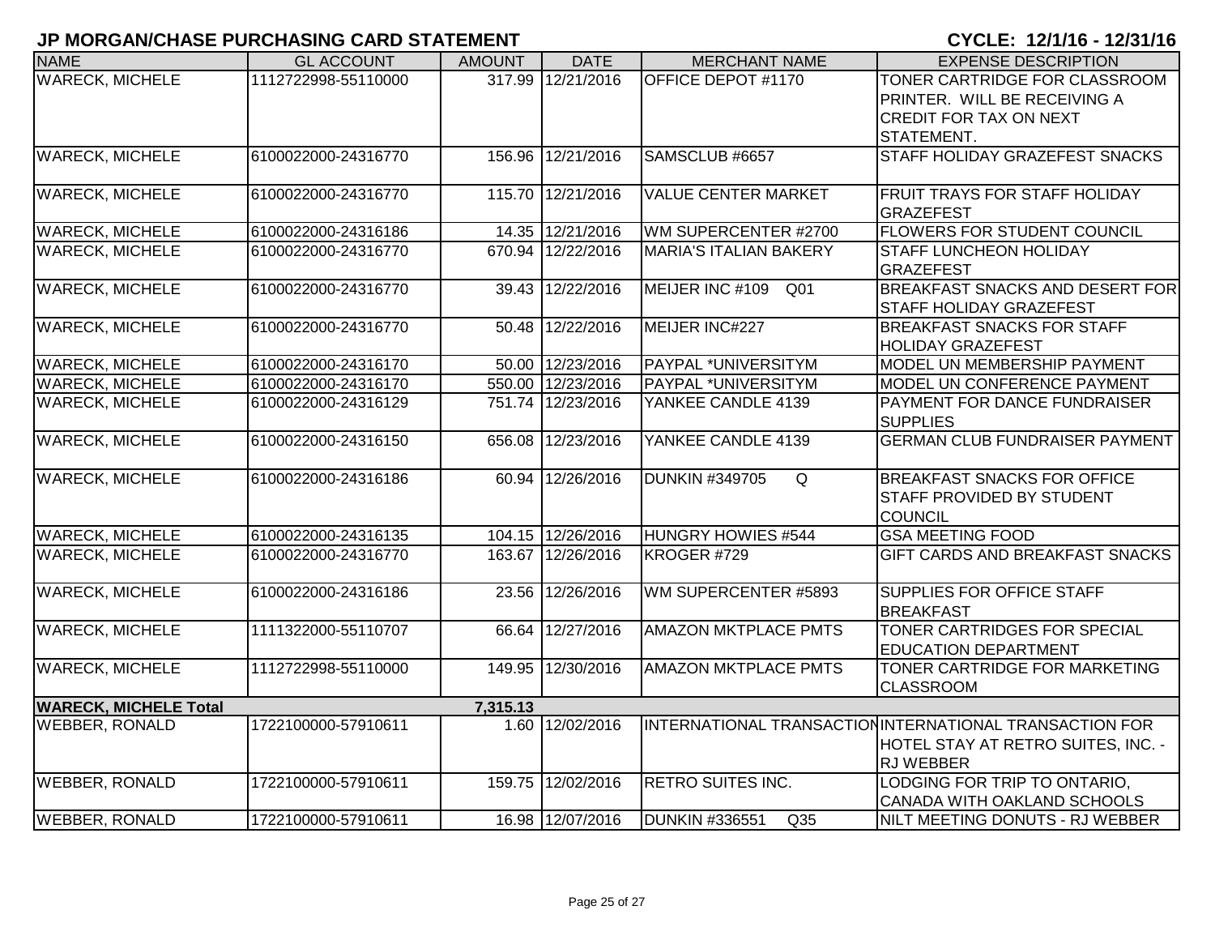## JP MORGAN/CHASE PURCHASING CARD STATEMENT

**CYCLE: 12/1/16 - 12/31/16**

| NAME | GL ACCOUNT | AMOUNT | DATE | MERCHANT NAME | EXPENSE DESCRIPTION |
|---|---|---|---|---|---|
| WARECK, MICHELE | 1112722998-55110000 | 317.99 | 12/21/2016 | OFFICE DEPOT #1170 | TONER CARTRIDGE FOR CLASSROOM PRINTER. WILL BE RECEIVING A CREDIT FOR TAX ON NEXT STATEMENT. |
| WARECK, MICHELE | 6100022000-24316770 | 156.96 | 12/21/2016 | SAMSCLUB #6657 | STAFF HOLIDAY GRAZEFEST SNACKS |
| WARECK, MICHELE | 6100022000-24316770 | 115.70 | 12/21/2016 | VALUE CENTER MARKET | FRUIT TRAYS FOR STAFF HOLIDAY GRAZEFEST |
| WARECK, MICHELE | 6100022000-24316186 | 14.35 | 12/21/2016 | WM SUPERCENTER #2700 | FLOWERS FOR STUDENT COUNCIL |
| WARECK, MICHELE | 6100022000-24316770 | 670.94 | 12/22/2016 | MARIA'S ITALIAN BAKERY | STAFF LUNCHEON HOLIDAY GRAZEFEST |
| WARECK, MICHELE | 6100022000-24316770 | 39.43 | 12/22/2016 | MEIJER INC #109 Q01 | BREAKFAST SNACKS AND DESERT FOR STAFF HOLIDAY GRAZEFEST |
| WARECK, MICHELE | 6100022000-24316770 | 50.48 | 12/22/2016 | MEIJER INC#227 | BREAKFAST SNACKS FOR STAFF HOLIDAY GRAZEFEST |
| WARECK, MICHELE | 6100022000-24316170 | 50.00 | 12/23/2016 | PAYPAL *UNIVERSITYM | MODEL UN MEMBERSHIP PAYMENT |
| WARECK, MICHELE | 6100022000-24316170 | 550.00 | 12/23/2016 | PAYPAL *UNIVERSITYM | MODEL UN CONFERENCE PAYMENT |
| WARECK, MICHELE | 6100022000-24316129 | 751.74 | 12/23/2016 | YANKEE CANDLE 4139 | PAYMENT FOR DANCE FUNDRAISER SUPPLIES |
| WARECK, MICHELE | 6100022000-24316150 | 656.08 | 12/23/2016 | YANKEE CANDLE 4139 | GERMAN CLUB FUNDRAISER PAYMENT |
| WARECK, MICHELE | 6100022000-24316186 | 60.94 | 12/26/2016 | DUNKIN #349705 Q | BREAKFAST SNACKS FOR OFFICE STAFF PROVIDED BY STUDENT COUNCIL |
| WARECK, MICHELE | 6100022000-24316135 | 104.15 | 12/26/2016 | HUNGRY HOWIES #544 | GSA MEETING FOOD |
| WARECK, MICHELE | 6100022000-24316770 | 163.67 | 12/26/2016 | KROGER #729 | GIFT CARDS AND BREAKFAST SNACKS |
| WARECK, MICHELE | 6100022000-24316186 | 23.56 | 12/26/2016 | WM SUPERCENTER #5893 | SUPPLIES FOR OFFICE STAFF BREAKFAST |
| WARECK, MICHELE | 1111322000-55110707 | 66.64 | 12/27/2016 | AMAZON MKTPLACE PMTS | TONER CARTRIDGES FOR SPECIAL EDUCATION DEPARTMENT |
| WARECK, MICHELE | 1112722998-55110000 | 149.95 | 12/30/2016 | AMAZON MKTPLACE PMTS | TONER CARTRIDGE FOR MARKETING CLASSROOM |
| **WARECK, MICHELE Total** | | **7,315.13** | | | |
| WEBBER, RONALD | 1722100000-57910611 | 1.60 | 12/02/2016 | INTERNATIONAL TRANSACTION | INTERNATIONAL TRANSACTION FOR HOTEL STAY AT RETRO SUITES, INC. - RJ WEBBER |
| WEBBER, RONALD | 1722100000-57910611 | 159.75 | 12/02/2016 | RETRO SUITES INC. | LODGING FOR TRIP TO ONTARIO, CANADA WITH OAKLAND SCHOOLS |
| WEBBER, RONALD | 1722100000-57910611 | 16.98 | 12/07/2016 | DUNKIN #336551 Q35 | NILT MEETING DONUTS - RJ WEBBER |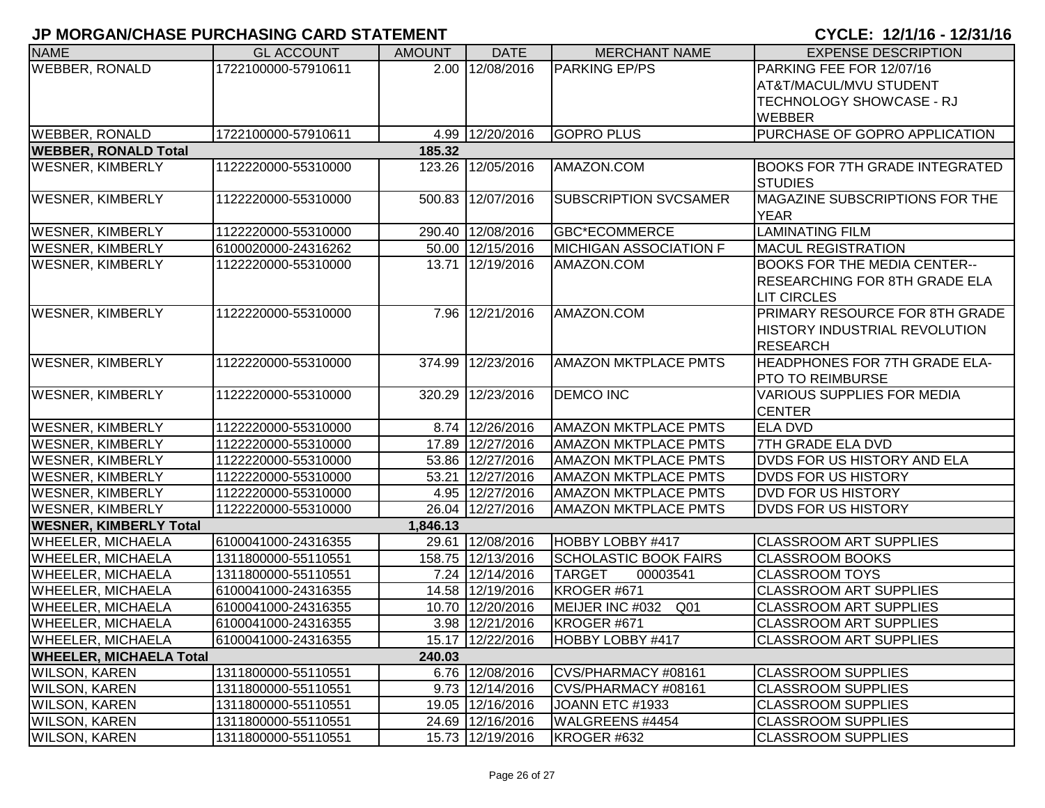# JP MORGAN/CHASE PURCHASING CARD STATEMENT

**CYCLE: 12/1/16 - 12/31/16**

| NAME | GL ACCOUNT | AMOUNT | DATE | MERCHANT NAME | EXPENSE DESCRIPTION |
|---|---|---|---|---|---|
| WEBBER, RONALD | 1722100000-57910611 | 2.00 | 12/08/2016 | PARKING EP/PS | PARKING FEE FOR 12/07/16 AT&T/MACUL/MVU STUDENT TECHNOLOGY SHOWCASE - RJ WEBBER |
| WEBBER, RONALD | 1722100000-57910611 | 4.99 | 12/20/2016 | GOPRO PLUS | PURCHASE OF GOPRO APPLICATION |
| **WEBBER, RONALD Total** | | **185.32** | | | |
| WESNER, KIMBERLY | 1122220000-55310000 | 123.26 | 12/05/2016 | AMAZON.COM | BOOKS FOR 7TH GRADE INTEGRATED STUDIES |
| WESNER, KIMBERLY | 1122220000-55310000 | 500.83 | 12/07/2016 | SUBSCRIPTION SVCSAMER | MAGAZINE SUBSCRIPTIONS FOR THE YEAR |
| WESNER, KIMBERLY | 1122220000-55310000 | 290.40 | 12/08/2016 | GBC*ECOMMERCE | LAMINATING FILM |
| WESNER, KIMBERLY | 6100020000-24316262 | 50.00 | 12/15/2016 | MICHIGAN ASSOCIATION F | MACUL REGISTRATION |
| WESNER, KIMBERLY | 1122220000-55310000 | 13.71 | 12/19/2016 | AMAZON.COM | BOOKS FOR THE MEDIA CENTER--RESEARCHING FOR 8TH GRADE ELA LIT CIRCLES |
| WESNER, KIMBERLY | 1122220000-55310000 | 7.96 | 12/21/2016 | AMAZON.COM | PRIMARY RESOURCE FOR 8TH GRADE HISTORY INDUSTRIAL REVOLUTION RESEARCH |
| WESNER, KIMBERLY | 1122220000-55310000 | 374.99 | 12/23/2016 | AMAZON MKTPLACE PMTS | HEADPHONES FOR 7TH GRADE ELA-PTO TO REIMBURSE |
| WESNER, KIMBERLY | 1122220000-55310000 | 320.29 | 12/23/2016 | DEMCO INC | VARIOUS SUPPLIES FOR MEDIA CENTER |
| WESNER, KIMBERLY | 1122220000-55310000 | 8.74 | 12/26/2016 | AMAZON MKTPLACE PMTS | ELA DVD |
| WESNER, KIMBERLY | 1122220000-55310000 | 17.89 | 12/27/2016 | AMAZON MKTPLACE PMTS | 7TH GRADE ELA DVD |
| WESNER, KIMBERLY | 1122220000-55310000 | 53.86 | 12/27/2016 | AMAZON MKTPLACE PMTS | DVDS FOR US HISTORY AND ELA |
| WESNER, KIMBERLY | 1122220000-55310000 | 53.21 | 12/27/2016 | AMAZON MKTPLACE PMTS | DVDS FOR US HISTORY |
| WESNER, KIMBERLY | 1122220000-55310000 | 4.95 | 12/27/2016 | AMAZON MKTPLACE PMTS | DVD FOR US HISTORY |
| WESNER, KIMBERLY | 1122220000-55310000 | 26.04 | 12/27/2016 | AMAZON MKTPLACE PMTS | DVDS FOR US HISTORY |
| **WESNER, KIMBERLY Total** | | **1,846.13** | | | |
| WHEELER, MICHAELA | 6100041000-24316355 | 29.61 | 12/08/2016 | HOBBY LOBBY #417 | CLASSROOM ART SUPPLIES |
| WHEELER, MICHAELA | 1311800000-55110551 | 158.75 | 12/13/2016 | SCHOLASTIC BOOK FAIRS | CLASSROOM BOOKS |
| WHEELER, MICHAELA | 1311800000-55110551 | 7.24 | 12/14/2016 | TARGET 00003541 | CLASSROOM TOYS |
| WHEELER, MICHAELA | 6100041000-24316355 | 14.58 | 12/19/2016 | KROGER #671 | CLASSROOM ART SUPPLIES |
| WHEELER, MICHAELA | 6100041000-24316355 | 10.70 | 12/20/2016 | MEIJER INC #032 Q01 | CLASSROOM ART SUPPLIES |
| WHEELER, MICHAELA | 6100041000-24316355 | 3.98 | 12/21/2016 | KROGER #671 | CLASSROOM ART SUPPLIES |
| WHEELER, MICHAELA | 6100041000-24316355 | 15.17 | 12/22/2016 | HOBBY LOBBY #417 | CLASSROOM ART SUPPLIES |
| **WHEELER, MICHAELA Total** | | **240.03** | | | |
| WILSON, KAREN | 1311800000-55110551 | 6.76 | 12/08/2016 | CVS/PHARMACY #08161 | CLASSROOM SUPPLIES |
| WILSON, KAREN | 1311800000-55110551 | 9.73 | 12/14/2016 | CVS/PHARMACY #08161 | CLASSROOM SUPPLIES |
| WILSON, KAREN | 1311800000-55110551 | 19.05 | 12/16/2016 | JOANN ETC #1933 | CLASSROOM SUPPLIES |
| WILSON, KAREN | 1311800000-55110551 | 24.69 | 12/16/2016 | WALGREENS #4454 | CLASSROOM SUPPLIES |
| WILSON, KAREN | 1311800000-55110551 | 15.73 | 12/19/2016 | KROGER #632 | CLASSROOM SUPPLIES |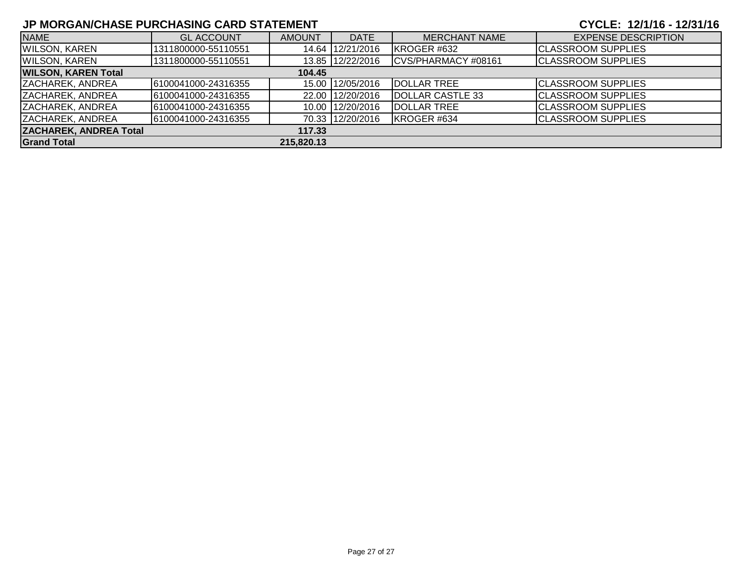**JP MORGAN/CHASE PURCHASING CARD STATEMENT** **CYCLE: 12/1/16 - 12/31/16**

| NAME | GL ACCOUNT | AMOUNT | DATE | MERCHANT NAME | EXPENSE DESCRIPTION |
|---|---|---|---|---|---|
| WILSON, KAREN | 1311800000-55110551 | 14.64 | 12/21/2016 | KROGER #632 | CLASSROOM SUPPLIES |
| WILSON, KAREN | 1311800000-55110551 | 13.85 | 12/22/2016 | CVS/PHARMACY #08161 | CLASSROOM SUPPLIES |
| **WILSON, KAREN Total** | | **104.45** | | | |
| ZACHAREK, ANDREA | 6100041000-24316355 | 15.00 | 12/05/2016 | DOLLAR TREE | CLASSROOM SUPPLIES |
| ZACHAREK, ANDREA | 6100041000-24316355 | 22.00 | 12/20/2016 | DOLLAR CASTLE 33 | CLASSROOM SUPPLIES |
| ZACHAREK, ANDREA | 6100041000-24316355 | 10.00 | 12/20/2016 | DOLLAR TREE | CLASSROOM SUPPLIES |
| ZACHAREK, ANDREA | 6100041000-24316355 | 70.33 | 12/20/2016 | KROGER #634 | CLASSROOM SUPPLIES |
| **ZACHAREK, ANDREA Total** | | **117.33** | | | |
| **Grand Total** | | **215,820.13** | | | |